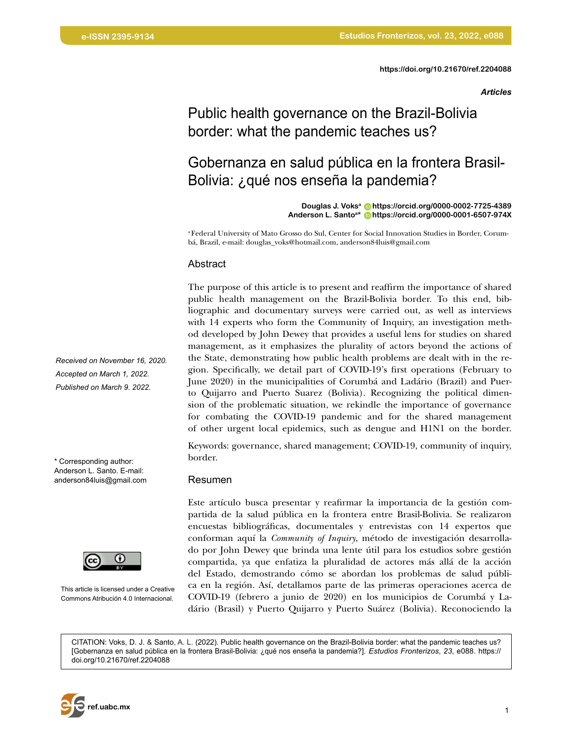https://doi.org/10.21670/ref.2204088

*Articles*

# Public health governance on the Brazil-Bolivia border: what the pandemic teaches us?

# Gobernanza en salud pública en la frontera Brasil-Bolivia: ¿qué nos enseña la pandemia?

**Douglas J. Voks**[a] **https://orcid.org/0000-0002-7725-4389**
**Anderson L. Santo**[a]* **https://orcid.org/0000-0001-6507-974X**

[a] Federal University of Mato Grosso do Sul, Center for Social Innovation Studies in Border, Corumbá, Brazil, e-mail: douglas_voks@hotmail.com, anderson84luis@gmail.com

*Received on November 16, 2020.*
*Accepted on March 1, 2022.*
*Published on March 9. 2022.*

\* Corresponding author: Anderson L. Santo. E-mail: anderson84luis@gmail.com

This article is licensed under a Creative Commons Atribución 4.0 Internacional.

## Abstract

The purpose of this article is to present and reaffirm the importance of shared public health management on the Brazil-Bolivia border. To this end, bibliographic and documentary surveys were carried out, as well as interviews with 14 experts who form the Community of Inquiry, an investigation method developed by John Dewey that provides a useful lens for studies on shared management, as it emphasizes the plurality of actors beyond the actions of the State, demonstrating how public health problems are dealt with in the region. Specifically, we detail part of COVID-19's first operations (February to June 2020) in the municipalities of Corumbá and Ladário (Brazil) and Puerto Quijarro and Puerto Suarez (Bolivia). Recognizing the political dimension of the problematic situation, we rekindle the importance of governance for combating the COVID-19 pandemic and for the shared management of other urgent local epidemics, such as dengue and H1N1 on the border.

Keywords: governance, shared management; COVID-19, community of inquiry, border.

## Resumen

Este artículo busca presentar y reafirmar la importancia de la gestión compartida de la salud pública en la frontera entre Brasil-Bolivia. Se realizaron encuestas bibliográficas, documentales y entrevistas con 14 expertos que conforman aquí la *Community of Inquiry*, método de investigación desarrollado por John Dewey que brinda una lente útil para los estudios sobre gestión compartida, ya que enfatiza la pluralidad de actores más allá de la acción del Estado, demostrando cómo se abordan los problemas de salud pública en la región. Así, detallamos parte de las primeras operaciones acerca de COVID-19 (febrero a junio de 2020) en los municipios de Corumbá y Ladário (Brasil) y Puerto Quijarro y Puerto Suárez (Bolivia). Reconociendo la

CITATION: Voks, D. J. & Santo, A. L. (2022). Public health governance on the Brazil-Bolivia border: what the pandemic teaches us? [Gobernanza en salud pública en la frontera Brasil-Bolivia: ¿qué nos enseña la pandemia?]. *Estudios Fronterizos*, *23*, e088. https://doi.org/10.21670/ref.2204088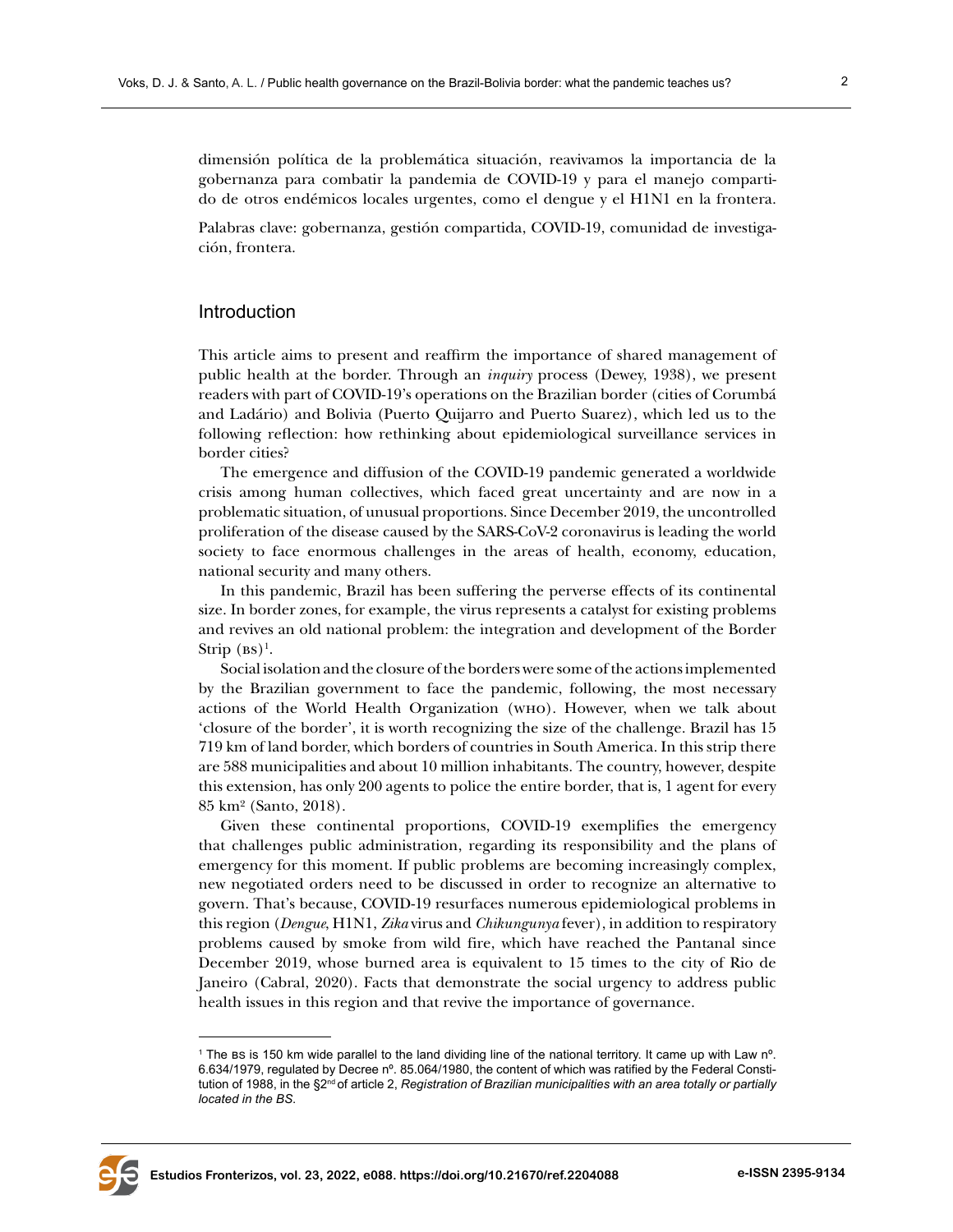dimensión política de la problemática situación, reavivamos la importancia de la gobernanza para combatir la pandemia de COVID-19 y para el manejo compartido de otros endémicos locales urgentes, como el dengue y el H1N1 en la frontera.

Palabras clave: gobernanza, gestión compartida, COVID-19, comunidad de investigación, frontera.

## Introduction

This article aims to present and reaffirm the importance of shared management of public health at the border. Through an *inquiry* process (Dewey, 1938), we present readers with part of COVID-19's operations on the Brazilian border (cities of Corumbá and Ladário) and Bolivia (Puerto Quijarro and Puerto Suarez), which led us to the following reflection: how rethinking about epidemiological surveillance services in border cities?

The emergence and diffusion of the COVID-19 pandemic generated a worldwide crisis among human collectives, which faced great uncertainty and are now in a problematic situation, of unusual proportions. Since December 2019, the uncontrolled proliferation of the disease caused by the SARS-CoV-2 coronavirus is leading the world society to face enormous challenges in the areas of health, economy, education, national security and many others.

In this pandemic, Brazil has been suffering the perverse effects of its continental size. In border zones, for example, the virus represents a catalyst for existing problems and revives an old national problem: the integration and development of the Border Strip (BS)[1].

Social isolation and the closure of the borders were some of the actions implemented by the Brazilian government to face the pandemic, following, the most necessary actions of the World Health Organization (WHO). However, when we talk about 'closure of the border', it is worth recognizing the size of the challenge. Brazil has 15 719 km of land border, which borders of countries in South America. In this strip there are 588 municipalities and about 10 million inhabitants. The country, however, despite this extension, has only 200 agents to police the entire border, that is, 1 agent for every 85 km² (Santo, 2018).

Given these continental proportions, COVID-19 exemplifies the emergency that challenges public administration, regarding its responsibility and the plans of emergency for this moment. If public problems are becoming increasingly complex, new negotiated orders need to be discussed in order to recognize an alternative to govern. That's because, COVID-19 resurfaces numerous epidemiological problems in this region (*Dengue*, H1N1, *Zika* virus and *Chikungunya* fever), in addition to respiratory problems caused by smoke from wild fire, which have reached the Pantanal since December 2019, whose burned area is equivalent to 15 times to the city of Rio de Janeiro (Cabral, 2020). Facts that demonstrate the social urgency to address public health issues in this region and that revive the importance of governance.

---

[1] The BS is 150 km wide parallel to the land dividing line of the national territory. It came up with Law nº. 6.634/1979, regulated by Decree nº. 85.064/1980, the content of which was ratified by the Federal Constitution of 1988, in the §2nd of article 2, *Registration of Brazilian municipalities with an area totally or partially located in the BS*.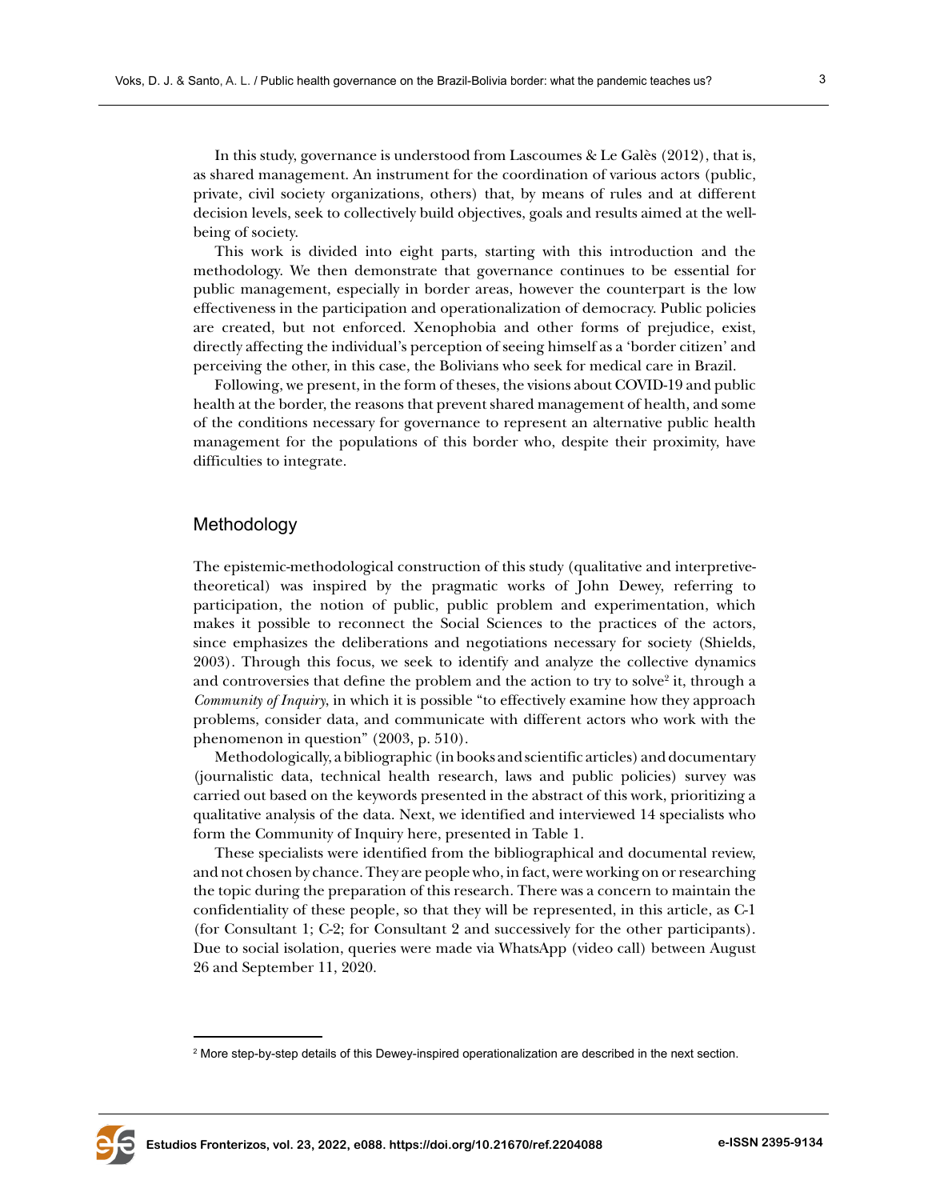In this study, governance is understood from Lascoumes & Le Galès (2012), that is, as shared management. An instrument for the coordination of various actors (public, private, civil society organizations, others) that, by means of rules and at different decision levels, seek to collectively build objectives, goals and results aimed at the well-being of society.

This work is divided into eight parts, starting with this introduction and the methodology. We then demonstrate that governance continues to be essential for public management, especially in border areas, however the counterpart is the low effectiveness in the participation and operationalization of democracy. Public policies are created, but not enforced. Xenophobia and other forms of prejudice, exist, directly affecting the individual's perception of seeing himself as a 'border citizen' and perceiving the other, in this case, the Bolivians who seek for medical care in Brazil.

Following, we present, in the form of theses, the visions about COVID-19 and public health at the border, the reasons that prevent shared management of health, and some of the conditions necessary for governance to represent an alternative public health management for the populations of this border who, despite their proximity, have difficulties to integrate.

## Methodology

The epistemic-methodological construction of this study (qualitative and interpretive-theoretical) was inspired by the pragmatic works of John Dewey, referring to participation, the notion of public, public problem and experimentation, which makes it possible to reconnect the Social Sciences to the practices of the actors, since emphasizes the deliberations and negotiations necessary for society (Shields, 2003). Through this focus, we seek to identify and analyze the collective dynamics and controversies that define the problem and the action to try to solve[2] it, through a *Community of Inquiry*, in which it is possible "to effectively examine how they approach problems, consider data, and communicate with different actors who work with the phenomenon in question" (2003, p. 510).

Methodologically, a bibliographic (in books and scientific articles) and documentary (journalistic data, technical health research, laws and public policies) survey was carried out based on the keywords presented in the abstract of this work, prioritizing a qualitative analysis of the data. Next, we identified and interviewed 14 specialists who form the Community of Inquiry here, presented in Table 1.

These specialists were identified from the bibliographical and documental review, and not chosen by chance. They are people who, in fact, were working on or researching the topic during the preparation of this research. There was a concern to maintain the confidentiality of these people, so that they will be represented, in this article, as C-1 (for Consultant 1; C-2; for Consultant 2 and successively for the other participants). Due to social isolation, queries were made via WhatsApp (video call) between August 26 and September 11, 2020.

---

[2] More step-by-step details of this Dewey-inspired operationalization are described in the next section.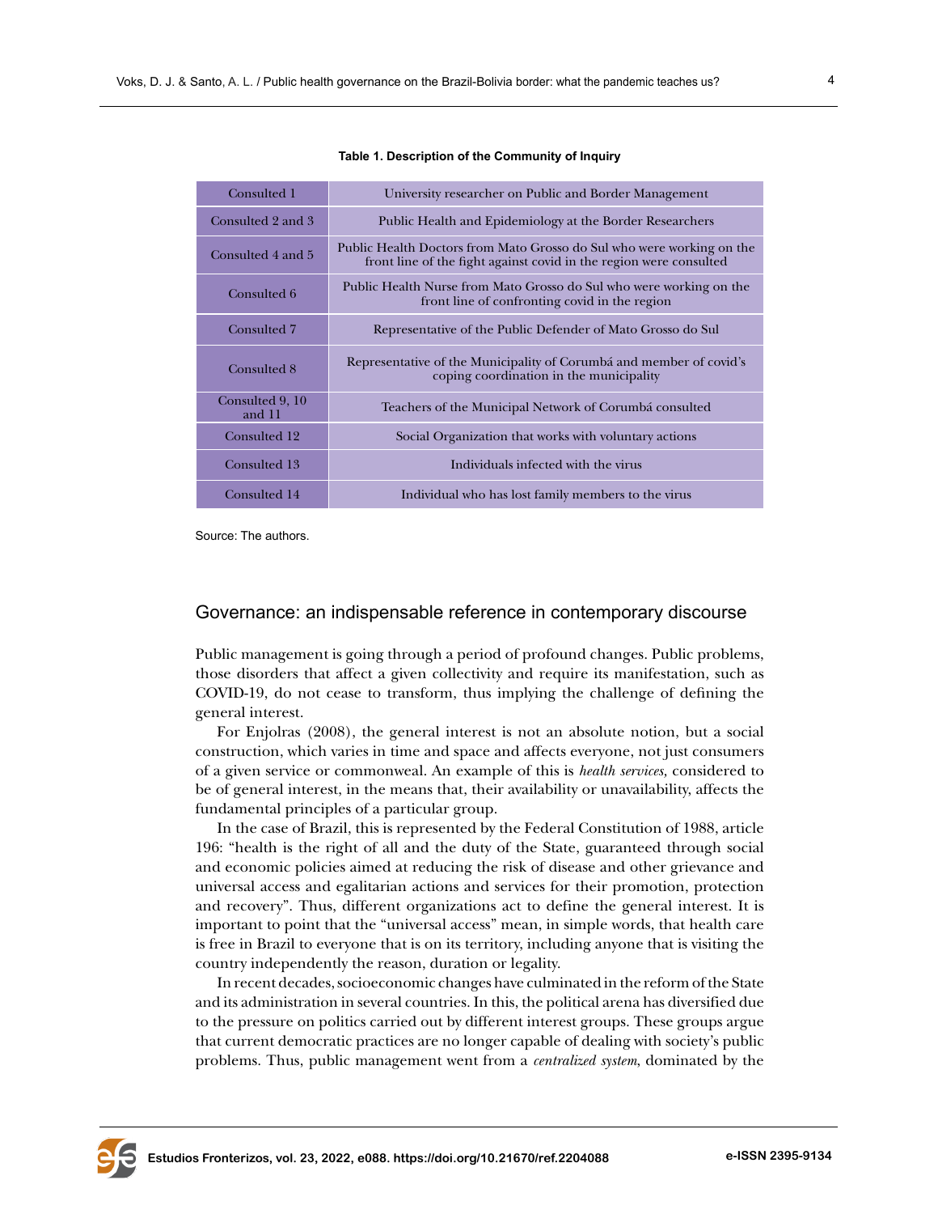**Table 1. Description of the Community of Inquiry**

| | |
|---|---|
| Consulted 1 | University researcher on Public and Border Management |
| Consulted 2 and 3 | Public Health and Epidemiology at the Border Researchers |
| Consulted 4 and 5 | Public Health Doctors from Mato Grosso do Sul who were working on the front line of the fight against covid in the region were consulted |
| Consulted 6 | Public Health Nurse from Mato Grosso do Sul who were working on the front line of confronting covid in the region |
| Consulted 7 | Representative of the Public Defender of Mato Grosso do Sul |
| Consulted 8 | Representative of the Municipality of Corumbá and member of covid's coping coordination in the municipality |
| Consulted 9, 10 and 11 | Teachers of the Municipal Network of Corumbá consulted |
| Consulted 12 | Social Organization that works with voluntary actions |
| Consulted 13 | Individuals infected with the virus |
| Consulted 14 | Individual who has lost family members to the virus |

Source: The authors.

## Governance: an indispensable reference in contemporary discourse

Public management is going through a period of profound changes. Public problems, those disorders that affect a given collectivity and require its manifestation, such as COVID-19, do not cease to transform, thus implying the challenge of defining the general interest.

For Enjolras (2008), the general interest is not an absolute notion, but a social construction, which varies in time and space and affects everyone, not just consumers of a given service or commonweal. An example of this is *health services,* considered to be of general interest, in the means that, their availability or unavailability, affects the fundamental principles of a particular group.

In the case of Brazil, this is represented by the Federal Constitution of 1988, article 196: "health is the right of all and the duty of the State, guaranteed through social and economic policies aimed at reducing the risk of disease and other grievance and universal access and egalitarian actions and services for their promotion, protection and recovery". Thus, different organizations act to define the general interest. It is important to point that the "universal access" mean, in simple words, that health care is free in Brazil to everyone that is on its territory, including anyone that is visiting the country independently the reason, duration or legality.

In recent decades, socioeconomic changes have culminated in the reform of the State and its administration in several countries. In this, the political arena has diversified due to the pressure on politics carried out by different interest groups. These groups argue that current democratic practices are no longer capable of dealing with society's public problems. Thus, public management went from a *centralized system*, dominated by the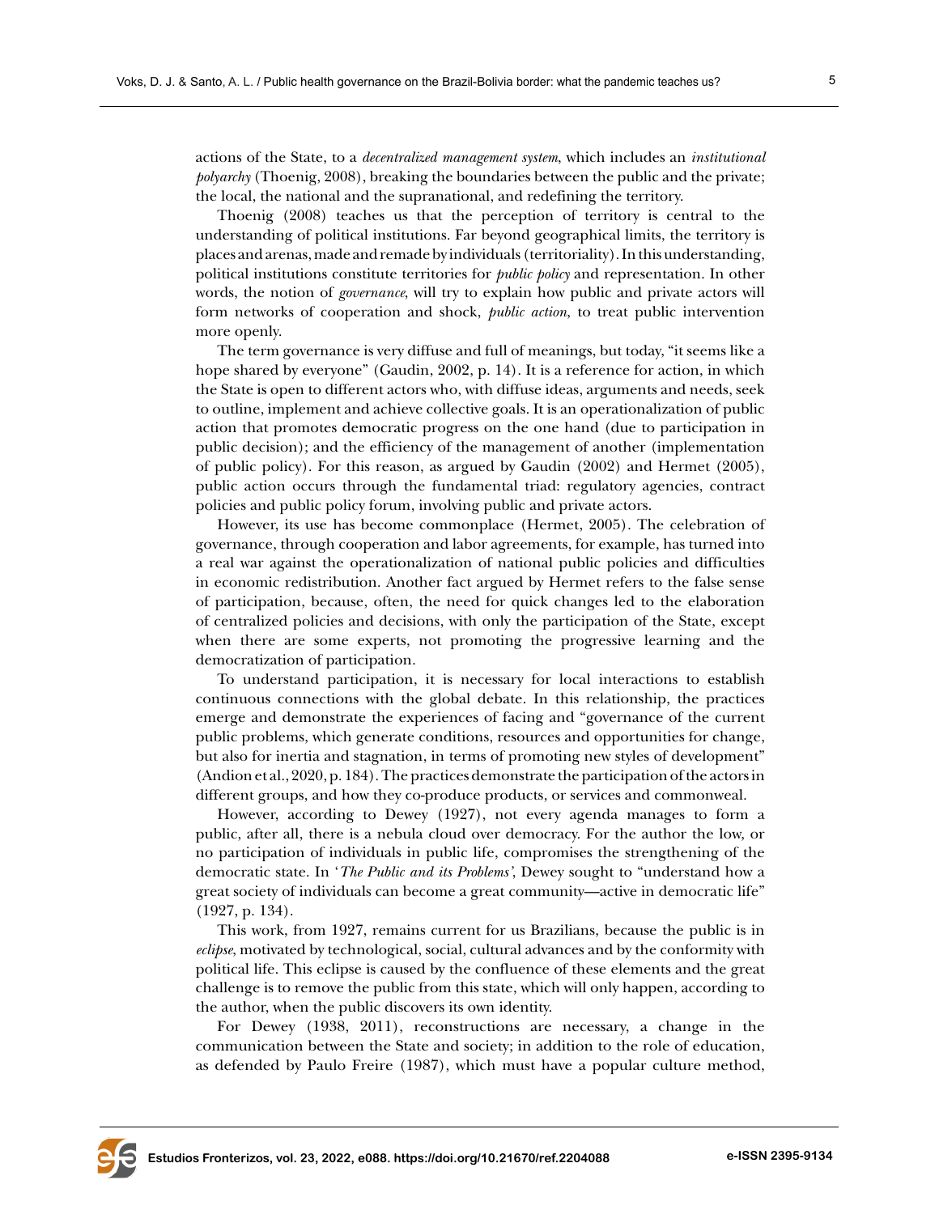actions of the State, to a *decentralized management system*, which includes an *institutional polyarchy* (Thoenig, 2008), breaking the boundaries between the public and the private; the local, the national and the supranational, and redefining the territory.

Thoenig (2008) teaches us that the perception of territory is central to the understanding of political institutions. Far beyond geographical limits, the territory is places and arenas, made and remade by individuals (territoriality). In this understanding, political institutions constitute territories for *public policy* and representation. In other words, the notion of *governance*, will try to explain how public and private actors will form networks of cooperation and shock, *public action*, to treat public intervention more openly.

The term governance is very diffuse and full of meanings, but today, "it seems like a hope shared by everyone" (Gaudin, 2002, p. 14). It is a reference for action, in which the State is open to different actors who, with diffuse ideas, arguments and needs, seek to outline, implement and achieve collective goals. It is an operationalization of public action that promotes democratic progress on the one hand (due to participation in public decision); and the efficiency of the management of another (implementation of public policy). For this reason, as argued by Gaudin (2002) and Hermet (2005), public action occurs through the fundamental triad: regulatory agencies, contract policies and public policy forum, involving public and private actors.

However, its use has become commonplace (Hermet, 2005). The celebration of governance, through cooperation and labor agreements, for example, has turned into a real war against the operationalization of national public policies and difficulties in economic redistribution. Another fact argued by Hermet refers to the false sense of participation, because, often, the need for quick changes led to the elaboration of centralized policies and decisions, with only the participation of the State, except when there are some experts, not promoting the progressive learning and the democratization of participation.

To understand participation, it is necessary for local interactions to establish continuous connections with the global debate. In this relationship, the practices emerge and demonstrate the experiences of facing and "governance of the current public problems, which generate conditions, resources and opportunities for change, but also for inertia and stagnation, in terms of promoting new styles of development" (Andion et al., 2020, p. 184). The practices demonstrate the participation of the actors in different groups, and how they co-produce products, or services and commonweal.

However, according to Dewey (1927), not every agenda manages to form a public, after all, there is a nebula cloud over democracy. For the author the low, or no participation of individuals in public life, compromises the strengthening of the democratic state. In '*The Public and its Problems'*, Dewey sought to "understand how a great society of individuals can become a great community—active in democratic life" (1927, p. 134).

This work, from 1927, remains current for us Brazilians, because the public is in *eclipse*, motivated by technological, social, cultural advances and by the conformity with political life. This eclipse is caused by the confluence of these elements and the great challenge is to remove the public from this state, which will only happen, according to the author, when the public discovers its own identity.

For Dewey (1938, 2011), reconstructions are necessary, a change in the communication between the State and society; in addition to the role of education, as defended by Paulo Freire (1987), which must have a popular culture method,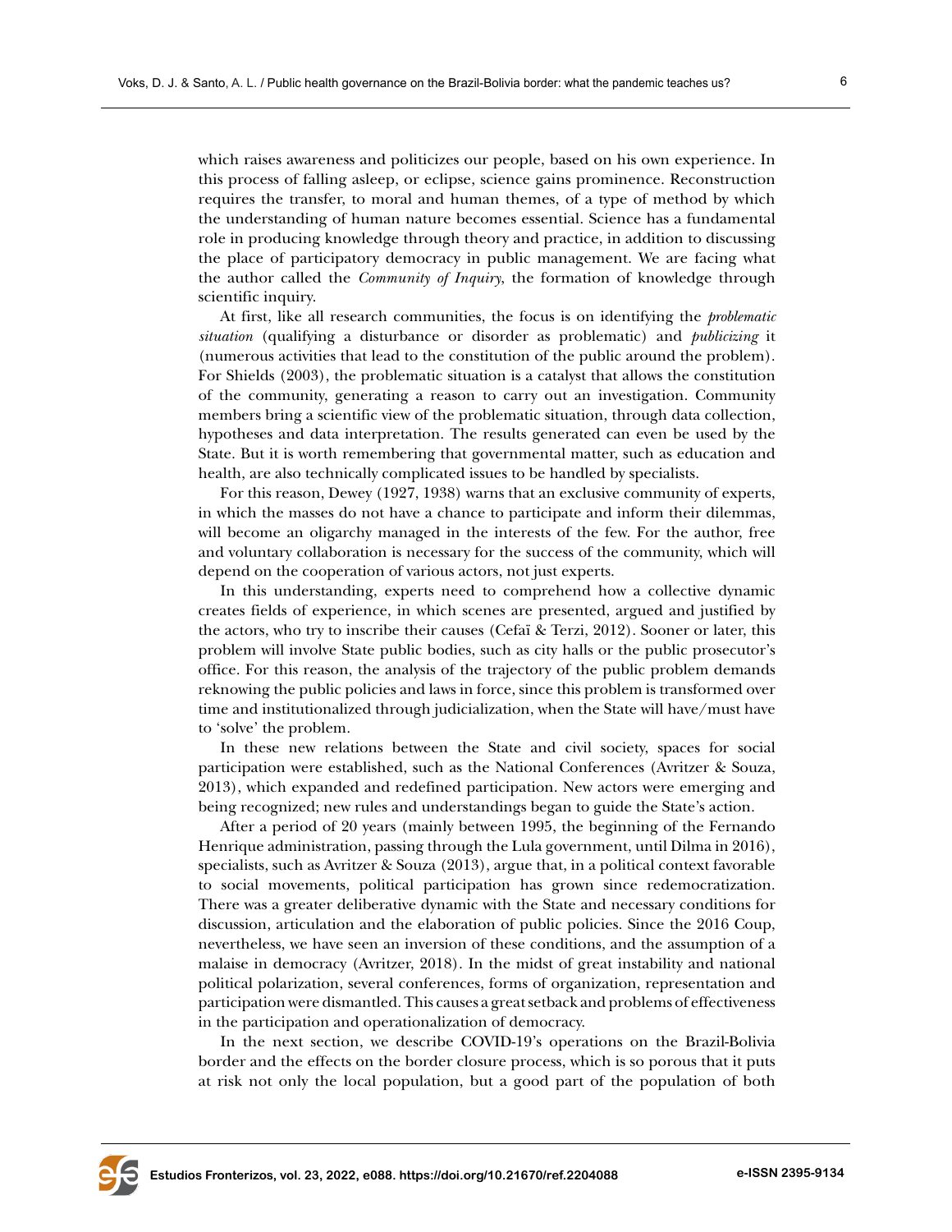which raises awareness and politicizes our people, based on his own experience. In this process of falling asleep, or eclipse, science gains prominence. Reconstruction requires the transfer, to moral and human themes, of a type of method by which the understanding of human nature becomes essential. Science has a fundamental role in producing knowledge through theory and practice, in addition to discussing the place of participatory democracy in public management. We are facing what the author called the *Community of Inquiry*, the formation of knowledge through scientific inquiry.

At first, like all research communities, the focus is on identifying the *problematic situation* (qualifying a disturbance or disorder as problematic) and *publicizing* it (numerous activities that lead to the constitution of the public around the problem). For Shields (2003), the problematic situation is a catalyst that allows the constitution of the community, generating a reason to carry out an investigation. Community members bring a scientific view of the problematic situation, through data collection, hypotheses and data interpretation. The results generated can even be used by the State. But it is worth remembering that governmental matter, such as education and health, are also technically complicated issues to be handled by specialists.

For this reason, Dewey (1927, 1938) warns that an exclusive community of experts, in which the masses do not have a chance to participate and inform their dilemmas, will become an oligarchy managed in the interests of the few. For the author, free and voluntary collaboration is necessary for the success of the community, which will depend on the cooperation of various actors, not just experts.

In this understanding, experts need to comprehend how a collective dynamic creates fields of experience, in which scenes are presented, argued and justified by the actors, who try to inscribe their causes (Cefaï & Terzi, 2012). Sooner or later, this problem will involve State public bodies, such as city halls or the public prosecutor's office. For this reason, the analysis of the trajectory of the public problem demands reknowing the public policies and laws in force, since this problem is transformed over time and institutionalized through judicialization, when the State will have/must have to 'solve' the problem.

In these new relations between the State and civil society, spaces for social participation were established, such as the National Conferences (Avritzer & Souza, 2013), which expanded and redefined participation. New actors were emerging and being recognized; new rules and understandings began to guide the State's action.

After a period of 20 years (mainly between 1995, the beginning of the Fernando Henrique administration, passing through the Lula government, until Dilma in 2016), specialists, such as Avritzer & Souza (2013), argue that, in a political context favorable to social movements, political participation has grown since redemocratization. There was a greater deliberative dynamic with the State and necessary conditions for discussion, articulation and the elaboration of public policies. Since the 2016 Coup, nevertheless, we have seen an inversion of these conditions, and the assumption of a malaise in democracy (Avritzer, 2018). In the midst of great instability and national political polarization, several conferences, forms of organization, representation and participation were dismantled. This causes a great setback and problems of effectiveness in the participation and operationalization of democracy.

In the next section, we describe COVID-19's operations on the Brazil-Bolivia border and the effects on the border closure process, which is so porous that it puts at risk not only the local population, but a good part of the population of both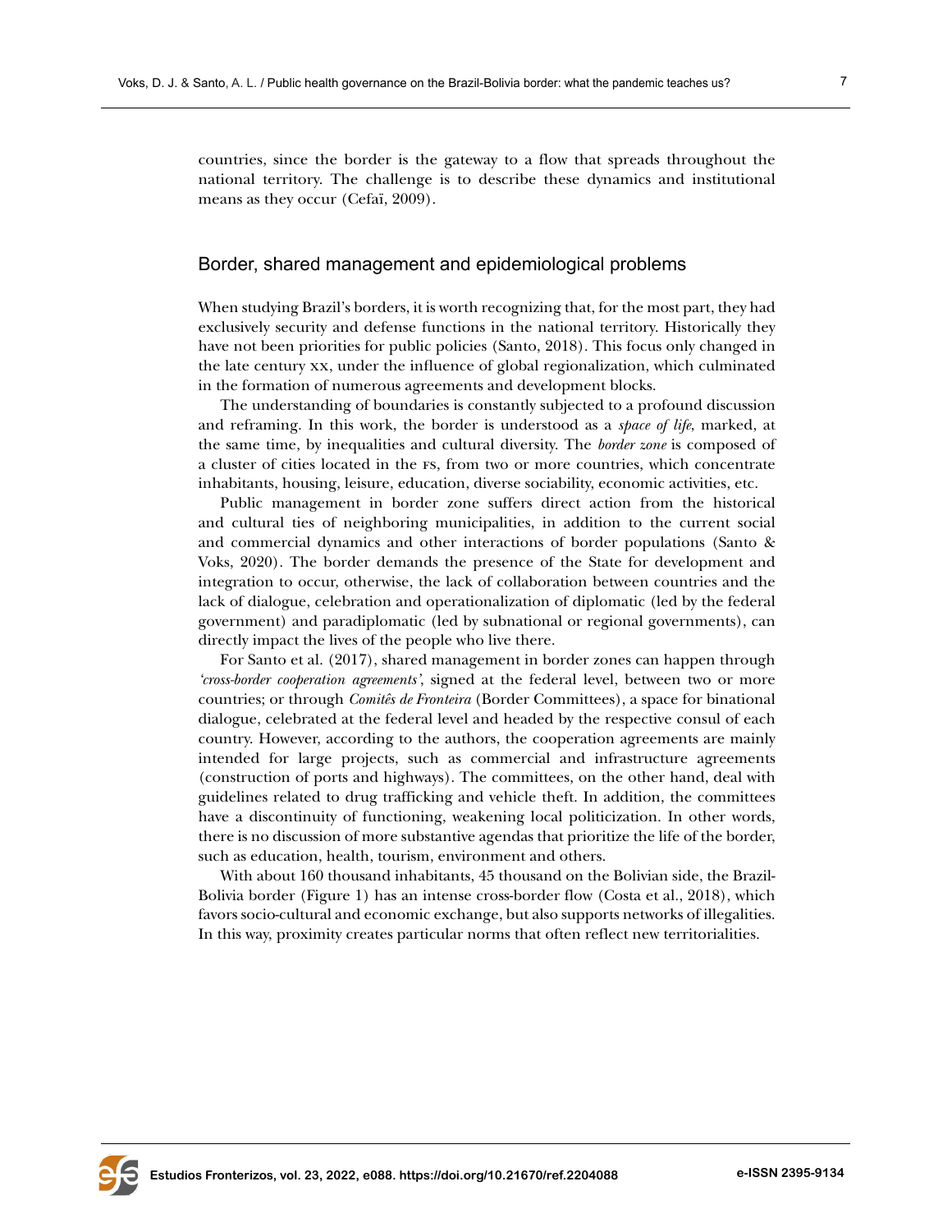countries, since the border is the gateway to a flow that spreads throughout the national territory. The challenge is to describe these dynamics and institutional means as they occur (Cefaï, 2009).

## Border, shared management and epidemiological problems

When studying Brazil's borders, it is worth recognizing that, for the most part, they had exclusively security and defense functions in the national territory. Historically they have not been priorities for public policies (Santo, 2018). This focus only changed in the late century XX, under the influence of global regionalization, which culminated in the formation of numerous agreements and development blocks.

The understanding of boundaries is constantly subjected to a profound discussion and reframing. In this work, the border is understood as a *space of life*, marked, at the same time, by inequalities and cultural diversity. The *border zone* is composed of a cluster of cities located in the FS, from two or more countries, which concentrate inhabitants, housing, leisure, education, diverse sociability, economic activities, etc.

Public management in border zone suffers direct action from the historical and cultural ties of neighboring municipalities, in addition to the current social and commercial dynamics and other interactions of border populations (Santo & Voks, 2020). The border demands the presence of the State for development and integration to occur, otherwise, the lack of collaboration between countries and the lack of dialogue, celebration and operationalization of diplomatic (led by the federal government) and paradiplomatic (led by subnational or regional governments), can directly impact the lives of the people who live there.

For Santo et al. (2017), shared management in border zones can happen through *'cross-border cooperation agreements'*, signed at the federal level, between two or more countries; or through *Comitês de Fronteira* (Border Committees), a space for binational dialogue, celebrated at the federal level and headed by the respective consul of each country. However, according to the authors, the cooperation agreements are mainly intended for large projects, such as commercial and infrastructure agreements (construction of ports and highways). The committees, on the other hand, deal with guidelines related to drug trafficking and vehicle theft. In addition, the committees have a discontinuity of functioning, weakening local politicization. In other words, there is no discussion of more substantive agendas that prioritize the life of the border, such as education, health, tourism, environment and others.

With about 160 thousand inhabitants, 45 thousand on the Bolivian side, the Brazil-Bolivia border (Figure 1) has an intense cross-border flow (Costa et al., 2018), which favors socio-cultural and economic exchange, but also supports networks of illegalities. In this way, proximity creates particular norms that often reflect new territorialities.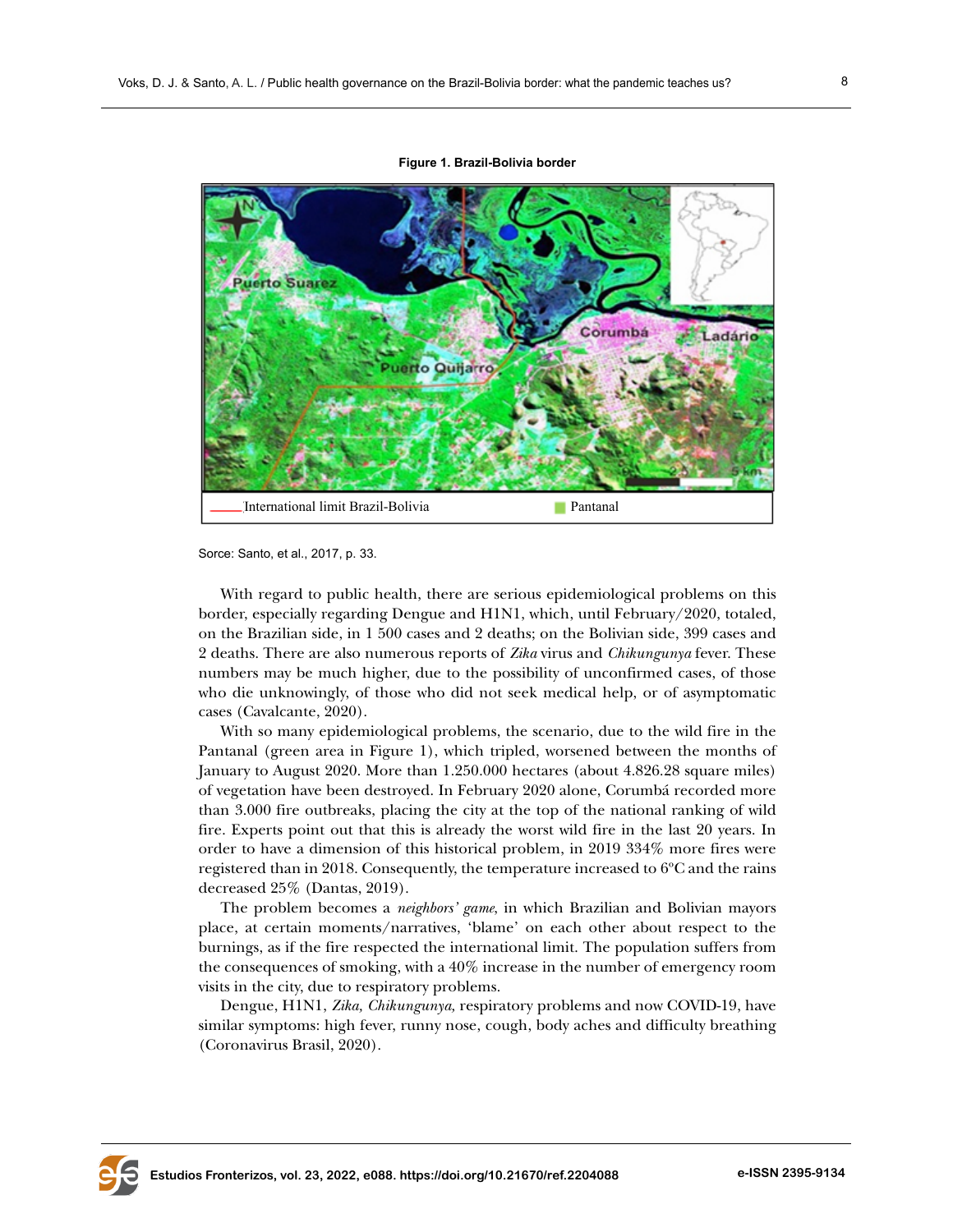**Figure 1. Brazil-Bolivia border**

Sorce: Santo, et al., 2017, p. 33.

With regard to public health, there are serious epidemiological problems on this border, especially regarding Dengue and H1N1, which, until February/2020, totaled, on the Brazilian side, in 1 500 cases and 2 deaths; on the Bolivian side, 399 cases and 2 deaths. There are also numerous reports of *Zika* virus and *Chikungunya* fever. These numbers may be much higher, due to the possibility of unconfirmed cases, of those who die unknowingly, of those who did not seek medical help, or of asymptomatic cases (Cavalcante, 2020).

With so many epidemiological problems, the scenario, due to the wild fire in the Pantanal (green area in Figure 1), which tripled, worsened between the months of January to August 2020. More than 1.250.000 hectares (about 4.826.28 square miles) of vegetation have been destroyed. In February 2020 alone, Corumbá recorded more than 3.000 fire outbreaks, placing the city at the top of the national ranking of wild fire. Experts point out that this is already the worst wild fire in the last 20 years. In order to have a dimension of this historical problem, in 2019 334% more fires were registered than in 2018. Consequently, the temperature increased to 6ºC and the rains decreased 25% (Dantas, 2019).

The problem becomes a *neighbors' game*, in which Brazilian and Bolivian mayors place, at certain moments/narratives, 'blame' on each other about respect to the burnings, as if the fire respected the international limit. The population suffers from the consequences of smoking, with a 40% increase in the number of emergency room visits in the city, due to respiratory problems.

Dengue, H1N1, *Zika, Chikungunya,* respiratory problems and now COVID-19, have similar symptoms: high fever, runny nose, cough, body aches and difficulty breathing (Coronavirus Brasil, 2020).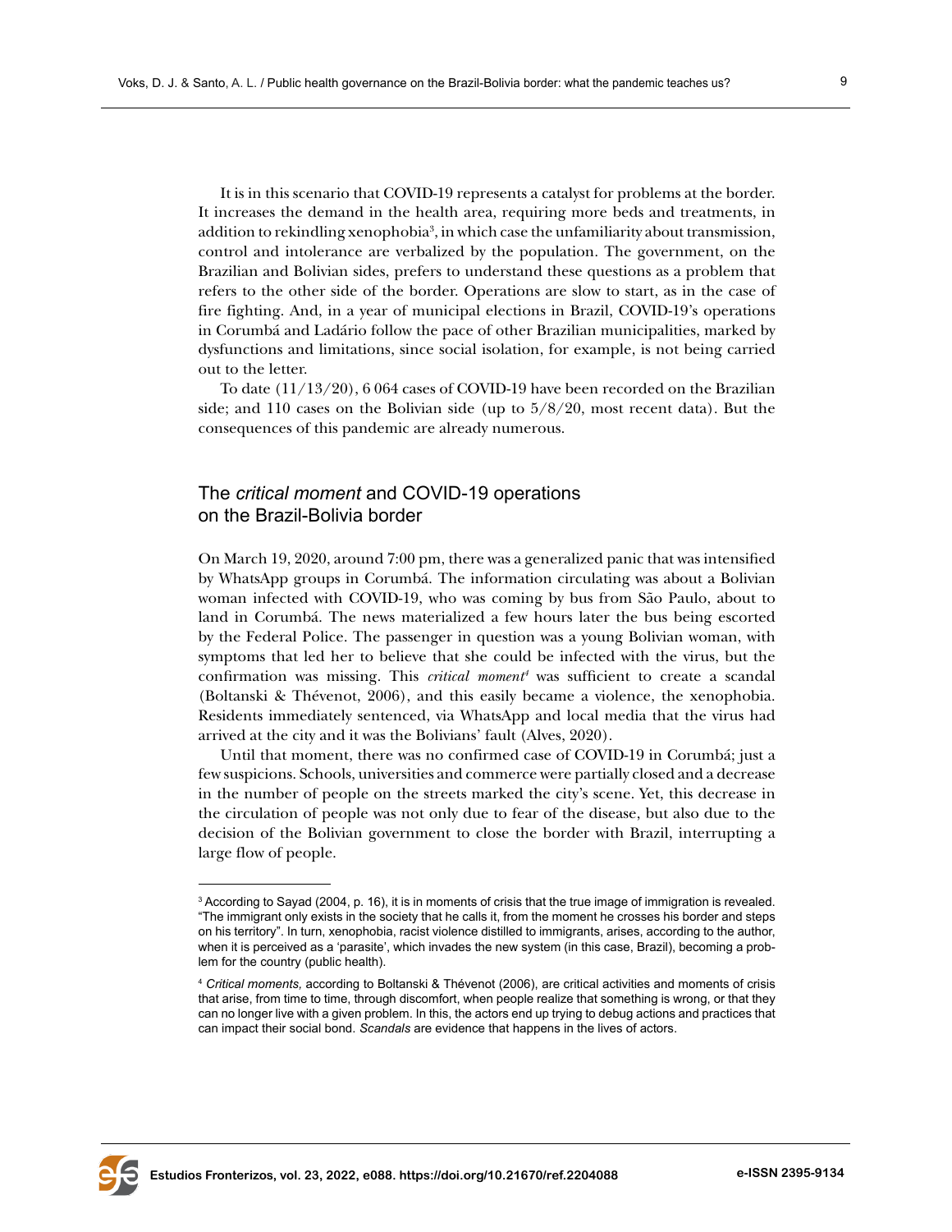It is in this scenario that COVID-19 represents a catalyst for problems at the border. It increases the demand in the health area, requiring more beds and treatments, in addition to rekindling xenophobia[3], in which case the unfamiliarity about transmission, control and intolerance are verbalized by the population. The government, on the Brazilian and Bolivian sides, prefers to understand these questions as a problem that refers to the other side of the border. Operations are slow to start, as in the case of fire fighting. And, in a year of municipal elections in Brazil, COVID-19's operations in Corumbá and Ladário follow the pace of other Brazilian municipalities, marked by dysfunctions and limitations, since social isolation, for example, is not being carried out to the letter.

To date (11/13/20), 6 064 cases of COVID-19 have been recorded on the Brazilian side; and 110 cases on the Bolivian side (up to 5/8/20, most recent data). But the consequences of this pandemic are already numerous.

## The *critical moment* and COVID-19 operations on the Brazil-Bolivia border

On March 19, 2020, around 7:00 pm, there was a generalized panic that was intensified by WhatsApp groups in Corumbá. The information circulating was about a Bolivian woman infected with COVID-19, who was coming by bus from São Paulo, about to land in Corumbá. The news materialized a few hours later the bus being escorted by the Federal Police. The passenger in question was a young Bolivian woman, with symptoms that led her to believe that she could be infected with the virus, but the confirmation was missing. This *critical moment*[4] was sufficient to create a scandal (Boltanski & Thévenot, 2006), and this easily became a violence, the xenophobia. Residents immediately sentenced, via WhatsApp and local media that the virus had arrived at the city and it was the Bolivians' fault (Alves, 2020).

Until that moment, there was no confirmed case of COVID-19 in Corumbá; just a few suspicions. Schools, universities and commerce were partially closed and a decrease in the number of people on the streets marked the city's scene. Yet, this decrease in the circulation of people was not only due to fear of the disease, but also due to the decision of the Bolivian government to close the border with Brazil, interrupting a large flow of people.

---

[3] According to Sayad (2004, p. 16), it is in moments of crisis that the true image of immigration is revealed. "The immigrant only exists in the society that he calls it, from the moment he crosses his border and steps on his territory". In turn, xenophobia, racist violence distilled to immigrants, arises, according to the author, when it is perceived as a 'parasite', which invades the new system (in this case, Brazil), becoming a problem for the country (public health).

[4] *Critical moments,* according to Boltanski & Thévenot (2006), are critical activities and moments of crisis that arise, from time to time, through discomfort, when people realize that something is wrong, or that they can no longer live with a given problem. In this, the actors end up trying to debug actions and practices that can impact their social bond. *Scandals* are evidence that happens in the lives of actors.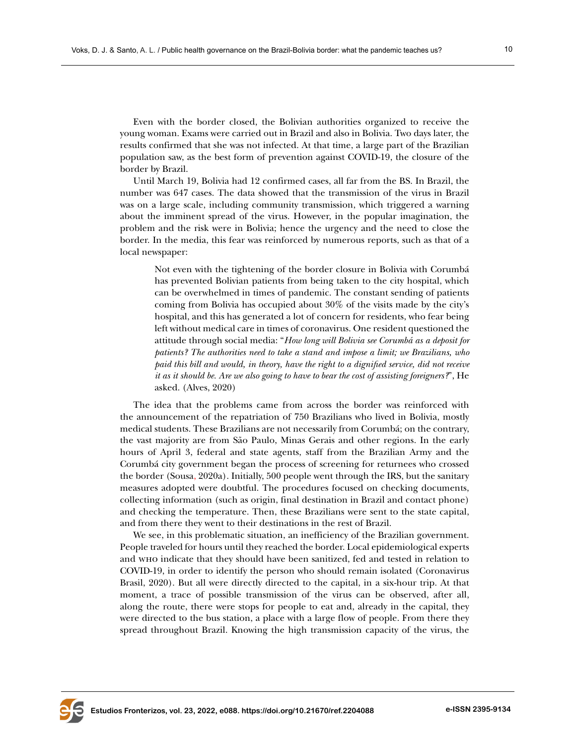Even with the border closed, the Bolivian authorities organized to receive the young woman. Exams were carried out in Brazil and also in Bolivia. Two days later, the results confirmed that she was not infected. At that time, a large part of the Brazilian population saw, as the best form of prevention against COVID-19, the closure of the border by Brazil.

Until March 19, Bolivia had 12 confirmed cases, all far from the BS. In Brazil, the number was 647 cases. The data showed that the transmission of the virus in Brazil was on a large scale, including community transmission, which triggered a warning about the imminent spread of the virus. However, in the popular imagination, the problem and the risk were in Bolivia; hence the urgency and the need to close the border. In the media, this fear was reinforced by numerous reports, such as that of a local newspaper:

> Not even with the tightening of the border closure in Bolivia with Corumbá has prevented Bolivian patients from being taken to the city hospital, which can be overwhelmed in times of pandemic. The constant sending of patients coming from Bolivia has occupied about 30% of the visits made by the city's hospital, and this has generated a lot of concern for residents, who fear being left without medical care in times of coronavirus. One resident questioned the attitude through social media: "*How long will Bolivia see Corumbá as a deposit for patients? The authorities need to take a stand and impose a limit; we Brazilians, who paid this bill and would, in theory, have the right to a dignified service, did not receive it as it should be. Are we also going to have to bear the cost of assisting foreigners?*", He asked. (Alves, 2020)

The idea that the problems came from across the border was reinforced with the announcement of the repatriation of 750 Brazilians who lived in Bolivia, mostly medical students. These Brazilians are not necessarily from Corumbá; on the contrary, the vast majority are from São Paulo, Minas Gerais and other regions. In the early hours of April 3, federal and state agents, staff from the Brazilian Army and the Corumbá city government began the process of screening for returnees who crossed the border (Sousa, 2020a). Initially, 500 people went through the IRS, but the sanitary measures adopted were doubtful. The procedures focused on checking documents, collecting information (such as origin, final destination in Brazil and contact phone) and checking the temperature. Then, these Brazilians were sent to the state capital, and from there they went to their destinations in the rest of Brazil.

We see, in this problematic situation, an inefficiency of the Brazilian government. People traveled for hours until they reached the border. Local epidemiological experts and WHO indicate that they should have been sanitized, fed and tested in relation to COVID-19, in order to identify the person who should remain isolated (Coronavirus Brasil, 2020). But all were directly directed to the capital, in a six-hour trip. At that moment, a trace of possible transmission of the virus can be observed, after all, along the route, there were stops for people to eat and, already in the capital, they were directed to the bus station, a place with a large flow of people. From there they spread throughout Brazil. Knowing the high transmission capacity of the virus, the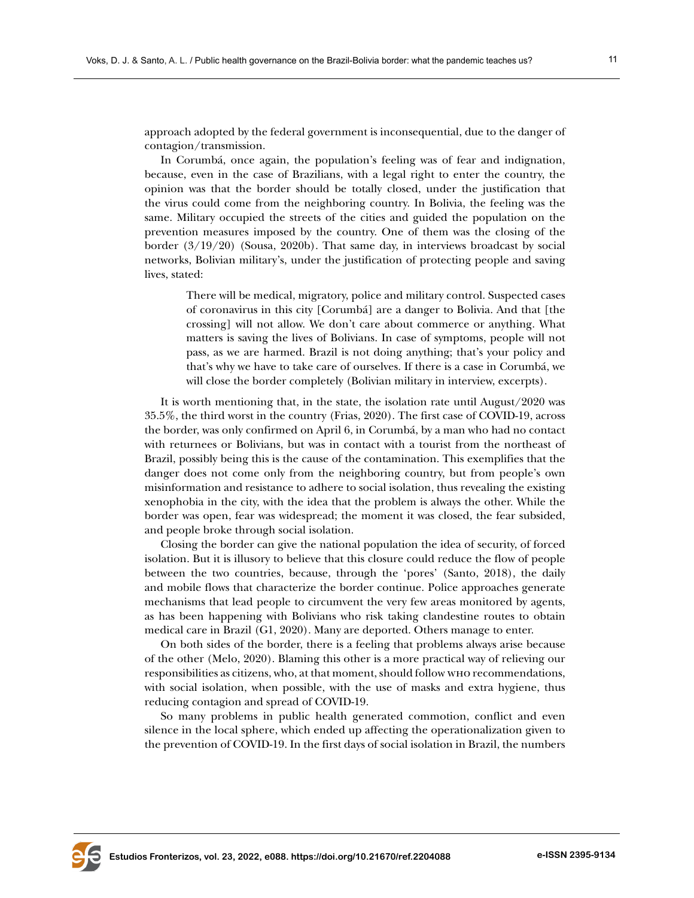approach adopted by the federal government is inconsequential, due to the danger of contagion/transmission.

In Corumbá, once again, the population's feeling was of fear and indignation, because, even in the case of Brazilians, with a legal right to enter the country, the opinion was that the border should be totally closed, under the justification that the virus could come from the neighboring country. In Bolivia, the feeling was the same. Military occupied the streets of the cities and guided the population on the prevention measures imposed by the country. One of them was the closing of the border (3/19/20) (Sousa, 2020b). That same day, in interviews broadcast by social networks, Bolivian military's, under the justification of protecting people and saving lives, stated:

> There will be medical, migratory, police and military control. Suspected cases of coronavirus in this city [Corumbá] are a danger to Bolivia. And that [the crossing] will not allow. We don't care about commerce or anything. What matters is saving the lives of Bolivians. In case of symptoms, people will not pass, as we are harmed. Brazil is not doing anything; that's your policy and that's why we have to take care of ourselves. If there is a case in Corumbá, we will close the border completely (Bolivian military in interview, excerpts).

It is worth mentioning that, in the state, the isolation rate until August/2020 was 35.5%, the third worst in the country (Frias, 2020). The first case of COVID-19, across the border, was only confirmed on April 6, in Corumbá, by a man who had no contact with returnees or Bolivians, but was in contact with a tourist from the northeast of Brazil, possibly being this is the cause of the contamination. This exemplifies that the danger does not come only from the neighboring country, but from people's own misinformation and resistance to adhere to social isolation, thus revealing the existing xenophobia in the city, with the idea that the problem is always the other. While the border was open, fear was widespread; the moment it was closed, the fear subsided, and people broke through social isolation.

Closing the border can give the national population the idea of security, of forced isolation. But it is illusory to believe that this closure could reduce the flow of people between the two countries, because, through the 'pores' (Santo, 2018), the daily and mobile flows that characterize the border continue. Police approaches generate mechanisms that lead people to circumvent the very few areas monitored by agents, as has been happening with Bolivians who risk taking clandestine routes to obtain medical care in Brazil (G1, 2020). Many are deported. Others manage to enter.

On both sides of the border, there is a feeling that problems always arise because of the other (Melo, 2020). Blaming this other is a more practical way of relieving our responsibilities as citizens, who, at that moment, should follow WHO recommendations, with social isolation, when possible, with the use of masks and extra hygiene, thus reducing contagion and spread of COVID-19.

So many problems in public health generated commotion, conflict and even silence in the local sphere, which ended up affecting the operationalization given to the prevention of COVID-19. In the first days of social isolation in Brazil, the numbers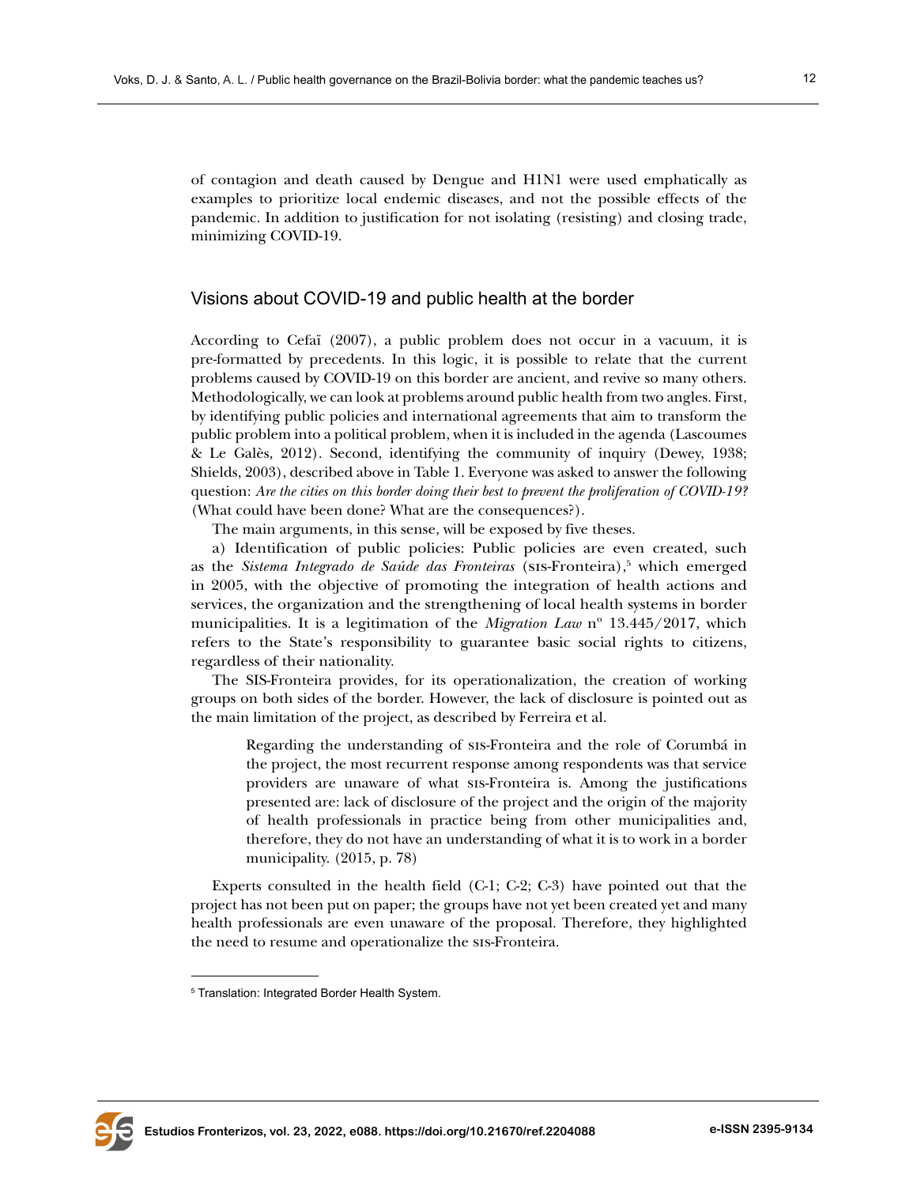of contagion and death caused by Dengue and H1N1 were used emphatically as examples to prioritize local endemic diseases, and not the possible effects of the pandemic. In addition to justification for not isolating (resisting) and closing trade, minimizing COVID-19.

## Visions about COVID-19 and public health at the border

According to Cefaï (2007), a public problem does not occur in a vacuum, it is pre-formatted by precedents. In this logic, it is possible to relate that the current problems caused by COVID-19 on this border are ancient, and revive so many others. Methodologically, we can look at problems around public health from two angles. First, by identifying public policies and international agreements that aim to transform the public problem into a political problem, when it is included in the agenda (Lascoumes & Le Galès, 2012). Second, identifying the community of inquiry (Dewey, 1938; Shields, 2003), described above in Table 1. Everyone was asked to answer the following question: *Are the cities on this border doing their best to prevent the proliferation of COVID-19?* (What could have been done? What are the consequences?).

The main arguments, in this sense, will be exposed by five theses.

a) Identification of public policies: Public policies are even created, such as the *Sistema Integrado de Saúde das Fronteiras* (SIS-Fronteira),[5] which emerged in 2005, with the objective of promoting the integration of health actions and services, the organization and the strengthening of local health systems in border municipalities. It is a legitimation of the *Migration Law* nº 13.445/2017, which refers to the State's responsibility to guarantee basic social rights to citizens, regardless of their nationality.

The SIS-Fronteira provides, for its operationalization, the creation of working groups on both sides of the border. However, the lack of disclosure is pointed out as the main limitation of the project, as described by Ferreira et al.

> Regarding the understanding of SIS-Fronteira and the role of Corumbá in the project, the most recurrent response among respondents was that service providers are unaware of what SIS-Fronteira is. Among the justifications presented are: lack of disclosure of the project and the origin of the majority of health professionals in practice being from other municipalities and, therefore, they do not have an understanding of what it is to work in a border municipality. (2015, p. 78)

Experts consulted in the health field (C-1; C-2; C-3) have pointed out that the project has not been put on paper; the groups have not yet been created yet and many health professionals are even unaware of the proposal. Therefore, they highlighted the need to resume and operationalize the SIS-Fronteira.

---

[5] Translation: Integrated Border Health System.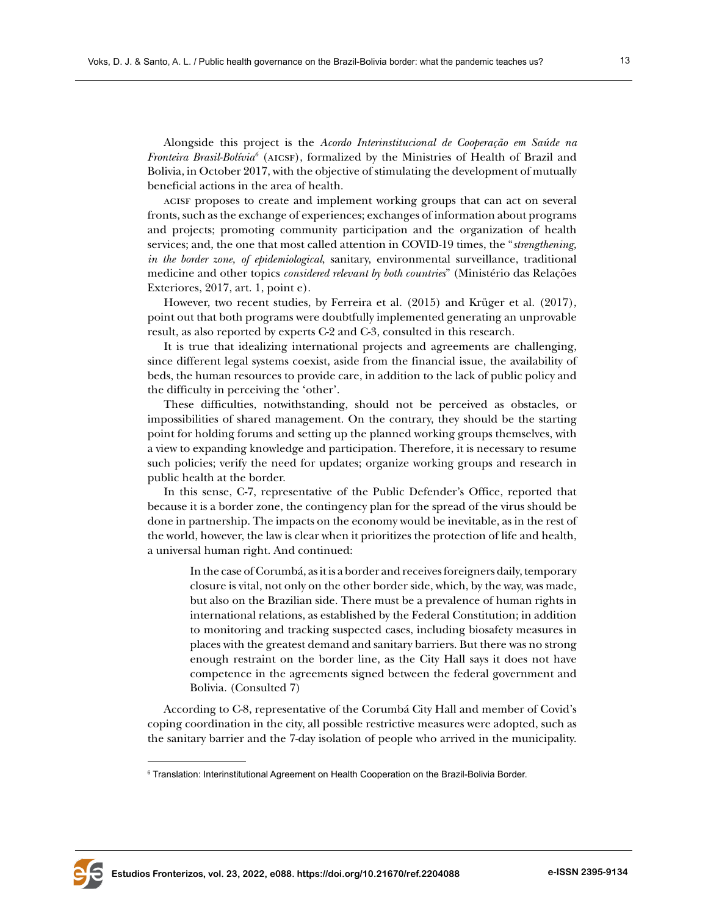Alongside this project is the *Acordo Interinstitucional de Cooperação em Saúde na Fronteira Brasil-Bolívia*[6] (AICSF), formalized by the Ministries of Health of Brazil and Bolivia, in October 2017, with the objective of stimulating the development of mutually beneficial actions in the area of health.

ACISF proposes to create and implement working groups that can act on several fronts, such as the exchange of experiences; exchanges of information about programs and projects; promoting community participation and the organization of health services; and, the one that most called attention in COVID-19 times, the "*strengthening, in the border zone, of epidemiological*, sanitary, environmental surveillance, traditional medicine and other topics *considered relevant by both countries*" (Ministério das Relações Exteriores, 2017, art. 1, point e).

However, two recent studies, by Ferreira et al. (2015) and Krüger et al. (2017), point out that both programs were doubtfully implemented generating an unprovable result, as also reported by experts C-2 and C-3, consulted in this research.

It is true that idealizing international projects and agreements are challenging, since different legal systems coexist, aside from the financial issue, the availability of beds, the human resources to provide care, in addition to the lack of public policy and the difficulty in perceiving the 'other'.

These difficulties, notwithstanding, should not be perceived as obstacles, or impossibilities of shared management. On the contrary, they should be the starting point for holding forums and setting up the planned working groups themselves, with a view to expanding knowledge and participation. Therefore, it is necessary to resume such policies; verify the need for updates; organize working groups and research in public health at the border.

In this sense, C-7, representative of the Public Defender's Office, reported that because it is a border zone, the contingency plan for the spread of the virus should be done in partnership. The impacts on the economy would be inevitable, as in the rest of the world, however, the law is clear when it prioritizes the protection of life and health, a universal human right. And continued:

> In the case of Corumbá, as it is a border and receives foreigners daily, temporary closure is vital, not only on the other border side, which, by the way, was made, but also on the Brazilian side. There must be a prevalence of human rights in international relations, as established by the Federal Constitution; in addition to monitoring and tracking suspected cases, including biosafety measures in places with the greatest demand and sanitary barriers. But there was no strong enough restraint on the border line, as the City Hall says it does not have competence in the agreements signed between the federal government and Bolivia. (Consulted 7)

According to C-8, representative of the Corumbá City Hall and member of Covid's coping coordination in the city, all possible restrictive measures were adopted, such as the sanitary barrier and the 7-day isolation of people who arrived in the municipality.

[6] Translation: Interinstitutional Agreement on Health Cooperation on the Brazil-Bolivia Border.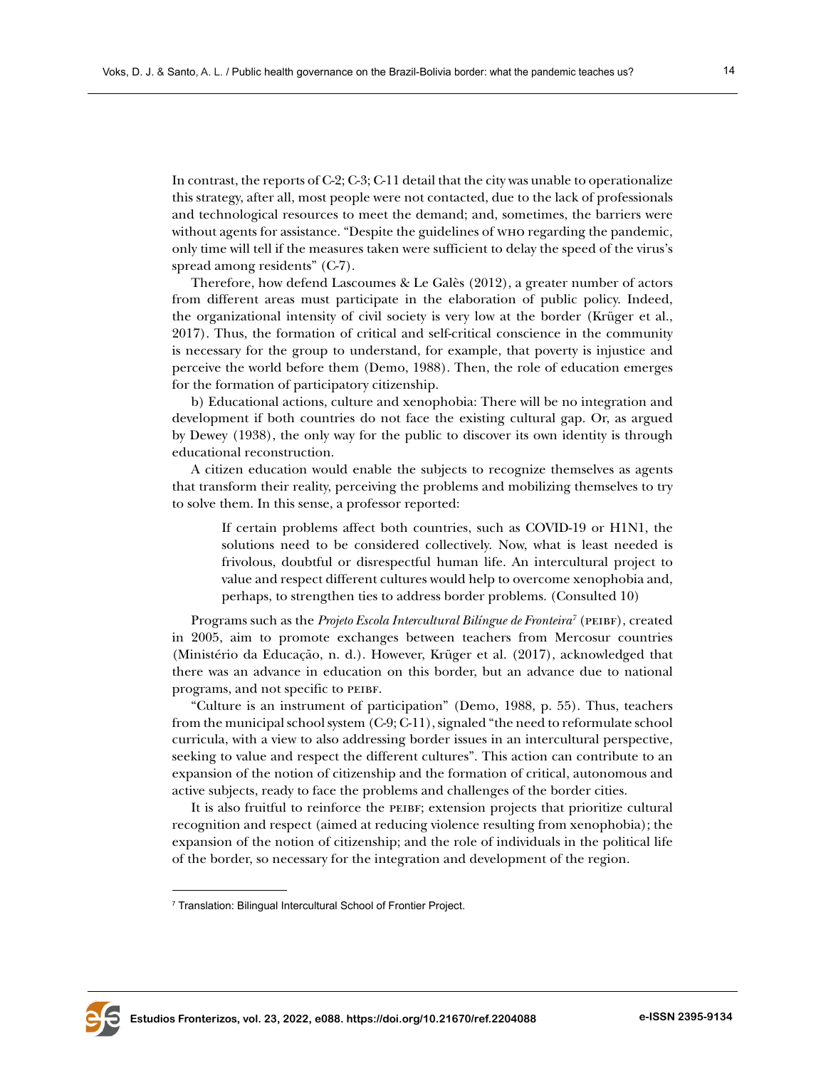In contrast, the reports of C-2; C-3; C-11 detail that the city was unable to operationalize this strategy, after all, most people were not contacted, due to the lack of professionals and technological resources to meet the demand; and, sometimes, the barriers were without agents for assistance. "Despite the guidelines of WHO regarding the pandemic, only time will tell if the measures taken were sufficient to delay the speed of the virus's spread among residents" (C-7).

Therefore, how defend Lascoumes & Le Galès (2012), a greater number of actors from different areas must participate in the elaboration of public policy. Indeed, the organizational intensity of civil society is very low at the border (Krüger et al., 2017). Thus, the formation of critical and self-critical conscience in the community is necessary for the group to understand, for example, that poverty is injustice and perceive the world before them (Demo, 1988). Then, the role of education emerges for the formation of participatory citizenship.

b) Educational actions, culture and xenophobia: There will be no integration and development if both countries do not face the existing cultural gap. Or, as argued by Dewey (1938), the only way for the public to discover its own identity is through educational reconstruction.

A citizen education would enable the subjects to recognize themselves as agents that transform their reality, perceiving the problems and mobilizing themselves to try to solve them. In this sense, a professor reported:

> If certain problems affect both countries, such as COVID-19 or H1N1, the solutions need to be considered collectively. Now, what is least needed is frivolous, doubtful or disrespectful human life. An intercultural project to value and respect different cultures would help to overcome xenophobia and, perhaps, to strengthen ties to address border problems. (Consulted 10)

Programs such as the *Projeto Escola Intercultural Bilíngue de Fronteira*[7] (PEIBF), created in 2005, aim to promote exchanges between teachers from Mercosur countries (Ministério da Educação, n. d.). However, Krüger et al. (2017), acknowledged that there was an advance in education on this border, but an advance due to national programs, and not specific to PEIBF.

"Culture is an instrument of participation" (Demo, 1988, p. 55). Thus, teachers from the municipal school system (C-9; C-11), signaled "the need to reformulate school curricula, with a view to also addressing border issues in an intercultural perspective, seeking to value and respect the different cultures". This action can contribute to an expansion of the notion of citizenship and the formation of critical, autonomous and active subjects, ready to face the problems and challenges of the border cities.

It is also fruitful to reinforce the PEIBF; extension projects that prioritize cultural recognition and respect (aimed at reducing violence resulting from xenophobia); the expansion of the notion of citizenship; and the role of individuals in the political life of the border, so necessary for the integration and development of the region.

---

[7] Translation: Bilingual Intercultural School of Frontier Project.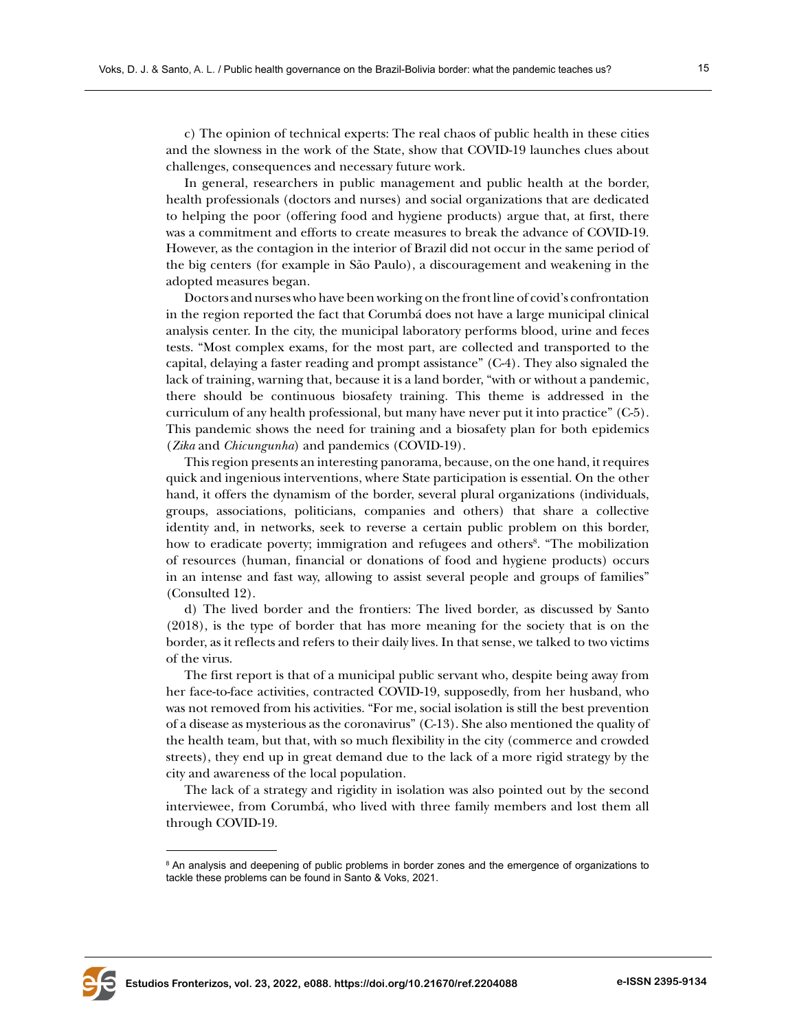c) The opinion of technical experts: The real chaos of public health in these cities and the slowness in the work of the State, show that COVID-19 launches clues about challenges, consequences and necessary future work.

In general, researchers in public management and public health at the border, health professionals (doctors and nurses) and social organizations that are dedicated to helping the poor (offering food and hygiene products) argue that, at first, there was a commitment and efforts to create measures to break the advance of COVID-19. However, as the contagion in the interior of Brazil did not occur in the same period of the big centers (for example in São Paulo), a discouragement and weakening in the adopted measures began.

Doctors and nurses who have been working on the front line of covid's confrontation in the region reported the fact that Corumbá does not have a large municipal clinical analysis center. In the city, the municipal laboratory performs blood, urine and feces tests. "Most complex exams, for the most part, are collected and transported to the capital, delaying a faster reading and prompt assistance" (C-4). They also signaled the lack of training, warning that, because it is a land border, "with or without a pandemic, there should be continuous biosafety training. This theme is addressed in the curriculum of any health professional, but many have never put it into practice" (C-5). This pandemic shows the need for training and a biosafety plan for both epidemics (*Zika* and *Chicungunha*) and pandemics (COVID-19).

This region presents an interesting panorama, because, on the one hand, it requires quick and ingenious interventions, where State participation is essential. On the other hand, it offers the dynamism of the border, several plural organizations (individuals, groups, associations, politicians, companies and others) that share a collective identity and, in networks, seek to reverse a certain public problem on this border, how to eradicate poverty; immigration and refugees and others[8]. "The mobilization of resources (human, financial or donations of food and hygiene products) occurs in an intense and fast way, allowing to assist several people and groups of families" (Consulted 12).

d) The lived border and the frontiers: The lived border, as discussed by Santo (2018), is the type of border that has more meaning for the society that is on the border, as it reflects and refers to their daily lives. In that sense, we talked to two victims of the virus.

The first report is that of a municipal public servant who, despite being away from her face-to-face activities, contracted COVID-19, supposedly, from her husband, who was not removed from his activities. "For me, social isolation is still the best prevention of a disease as mysterious as the coronavirus" (C-13). She also mentioned the quality of the health team, but that, with so much flexibility in the city (commerce and crowded streets), they end up in great demand due to the lack of a more rigid strategy by the city and awareness of the local population.

The lack of a strategy and rigidity in isolation was also pointed out by the second interviewee, from Corumbá, who lived with three family members and lost them all through COVID-19.

---

[8] An analysis and deepening of public problems in border zones and the emergence of organizations to tackle these problems can be found in Santo & Voks, 2021.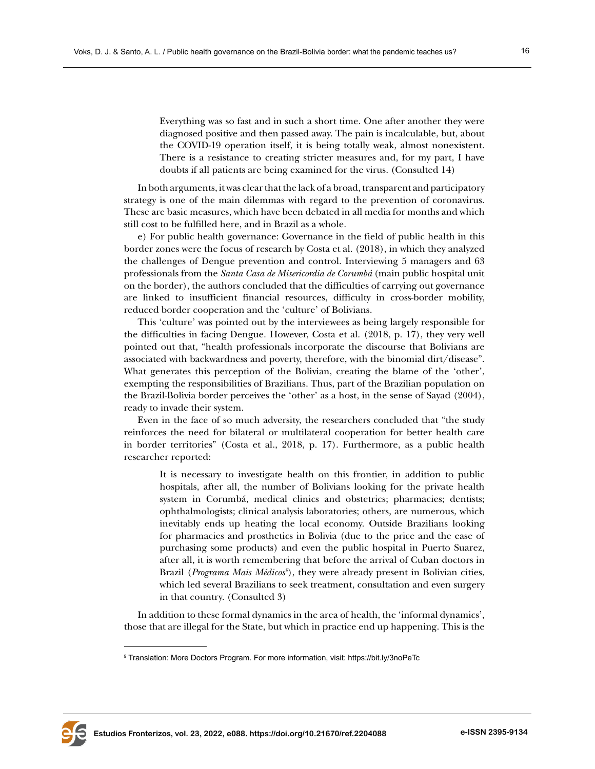> Everything was so fast and in such a short time. One after another they were diagnosed positive and then passed away. The pain is incalculable, but, about the COVID-19 operation itself, it is being totally weak, almost nonexistent. There is a resistance to creating stricter measures and, for my part, I have doubts if all patients are being examined for the virus. (Consulted 14)

In both arguments, it was clear that the lack of a broad, transparent and participatory strategy is one of the main dilemmas with regard to the prevention of coronavirus. These are basic measures, which have been debated in all media for months and which still cost to be fulfilled here, and in Brazil as a whole.

e) For public health governance: Governance in the field of public health in this border zones were the focus of research by Costa et al. (2018), in which they analyzed the challenges of Dengue prevention and control. Interviewing 5 managers and 63 professionals from the *Santa Casa de Misericordia de Corumbá* (main public hospital unit on the border), the authors concluded that the difficulties of carrying out governance are linked to insufficient financial resources, difficulty in cross-border mobility, reduced border cooperation and the 'culture' of Bolivians.

This 'culture' was pointed out by the interviewees as being largely responsible for the difficulties in facing Dengue. However, Costa et al. (2018, p. 17), they very well pointed out that, "health professionals incorporate the discourse that Bolivians are associated with backwardness and poverty, therefore, with the binomial dirt/disease". What generates this perception of the Bolivian, creating the blame of the 'other', exempting the responsibilities of Brazilians. Thus, part of the Brazilian population on the Brazil-Bolivia border perceives the 'other' as a host, in the sense of Sayad (2004), ready to invade their system.

Even in the face of so much adversity, the researchers concluded that "the study reinforces the need for bilateral or multilateral cooperation for better health care in border territories" (Costa et al., 2018, p. 17). Furthermore, as a public health researcher reported:

> It is necessary to investigate health on this frontier, in addition to public hospitals, after all, the number of Bolivians looking for the private health system in Corumbá, medical clinics and obstetrics; pharmacies; dentists; ophthalmologists; clinical analysis laboratories; others, are numerous, which inevitably ends up heating the local economy. Outside Brazilians looking for pharmacies and prosthetics in Bolivia (due to the price and the ease of purchasing some products) and even the public hospital in Puerto Suarez, after all, it is worth remembering that before the arrival of Cuban doctors in Brazil (*Programa Mais Médicos*[9]), they were already present in Bolivian cities, which led several Brazilians to seek treatment, consultation and even surgery in that country. (Consulted 3)

In addition to these formal dynamics in the area of health, the 'informal dynamics', those that are illegal for the State, but which in practice end up happening. This is the

---

[9] Translation: More Doctors Program. For more information, visit: https://bit.ly/3noPeTc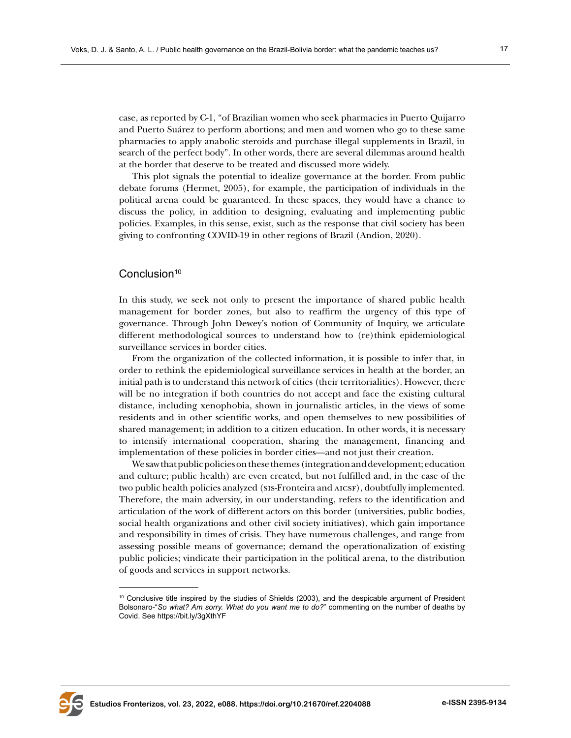case, as reported by C-1, "of Brazilian women who seek pharmacies in Puerto Quijarro and Puerto Suárez to perform abortions; and men and women who go to these same pharmacies to apply anabolic steroids and purchase illegal supplements in Brazil, in search of the perfect body". In other words, there are several dilemmas around health at the border that deserve to be treated and discussed more widely.

This plot signals the potential to idealize governance at the border. From public debate forums (Hermet, 2005), for example, the participation of individuals in the political arena could be guaranteed. In these spaces, they would have a chance to discuss the policy, in addition to designing, evaluating and implementing public policies. Examples, in this sense, exist, such as the response that civil society has been giving to confronting COVID-19 in other regions of Brazil (Andion, 2020).

## Conclusion[10]

In this study, we seek not only to present the importance of shared public health management for border zones, but also to reaffirm the urgency of this type of governance. Through John Dewey's notion of Community of Inquiry, we articulate different methodological sources to understand how to (re)think epidemiological surveillance services in border cities.

From the organization of the collected information, it is possible to infer that, in order to rethink the epidemiological surveillance services in health at the border, an initial path is to understand this network of cities (their territorialities). However, there will be no integration if both countries do not accept and face the existing cultural distance, including xenophobia, shown in journalistic articles, in the views of some residents and in other scientific works, and open themselves to new possibilities of shared management; in addition to a citizen education. In other words, it is necessary to intensify international cooperation, sharing the management, financing and implementation of these policies in border cities—and not just their creation.

We saw that public policies on these themes (integration and development; education and culture; public health) are even created, but not fulfilled and, in the case of the two public health policies analyzed (SIS-Fronteira and AICSF), doubtfully implemented. Therefore, the main adversity, in our understanding, refers to the identification and articulation of the work of different actors on this border (universities, public bodies, social health organizations and other civil society initiatives), which gain importance and responsibility in times of crisis. They have numerous challenges, and range from assessing possible means of governance; demand the operationalization of existing public policies; vindicate their participation in the political arena, to the distribution of goods and services in support networks.

---

[10] Conclusive title inspired by the studies of Shields (2003), and the despicable argument of President Bolsonaro-"*So what? Am sorry. What do you want me to do?*" commenting on the number of deaths by Covid. See https://bit.ly/3gXthYF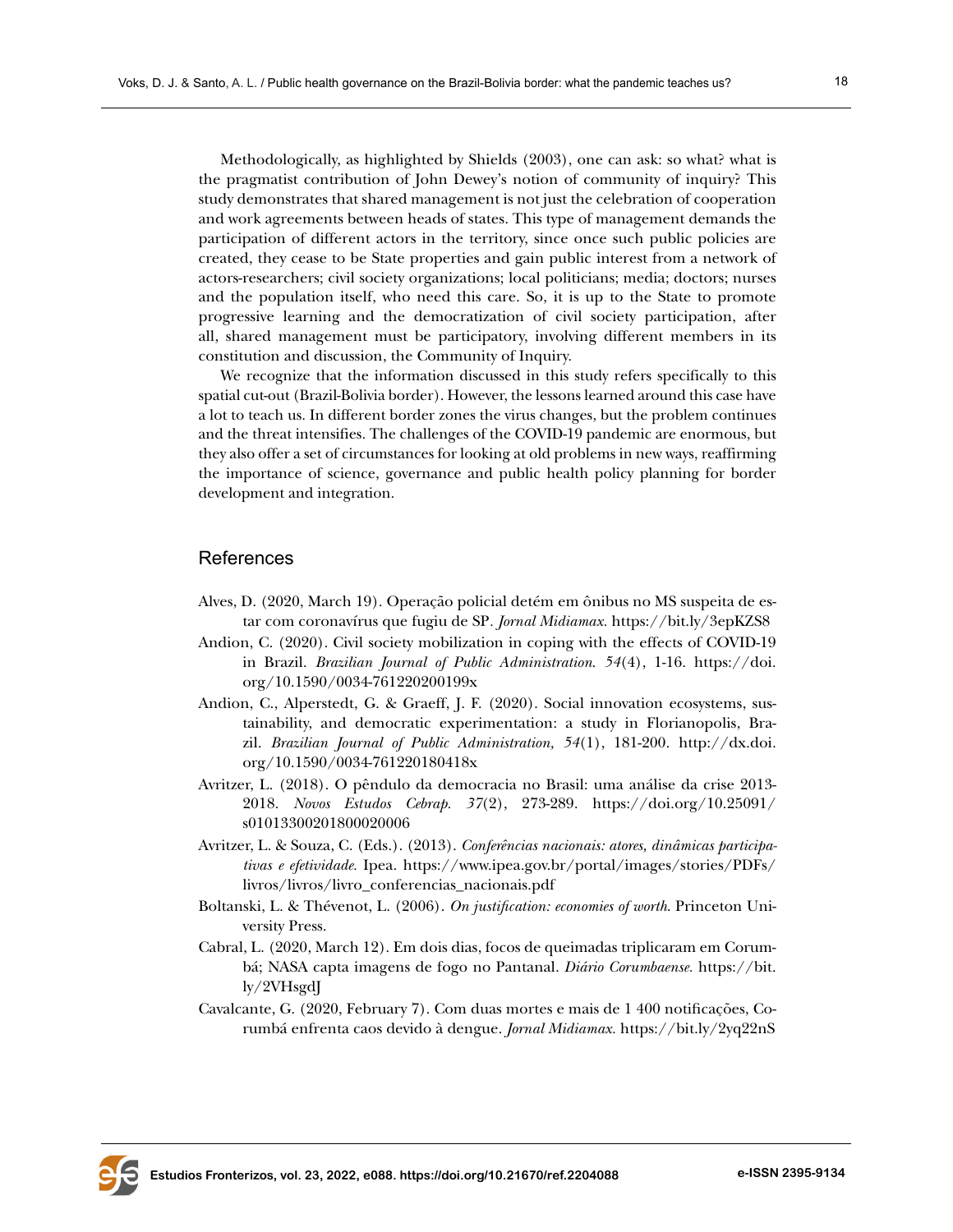Methodologically, as highlighted by Shields (2003), one can ask: so what? what is the pragmatist contribution of John Dewey's notion of community of inquiry? This study demonstrates that shared management is not just the celebration of cooperation and work agreements between heads of states. This type of management demands the participation of different actors in the territory, since once such public policies are created, they cease to be State properties and gain public interest from a network of actors-researchers; civil society organizations; local politicians; media; doctors; nurses and the population itself, who need this care. So, it is up to the State to promote progressive learning and the democratization of civil society participation, after all, shared management must be participatory, involving different members in its constitution and discussion, the Community of Inquiry.

We recognize that the information discussed in this study refers specifically to this spatial cut-out (Brazil-Bolivia border). However, the lessons learned around this case have a lot to teach us. In different border zones the virus changes, but the problem continues and the threat intensifies. The challenges of the COVID-19 pandemic are enormous, but they also offer a set of circumstances for looking at old problems in new ways, reaffirming the importance of science, governance and public health policy planning for border development and integration.

## References

Alves, D. (2020, March 19). Operação policial detém em ônibus no MS suspeita de estar com coronavírus que fugiu de SP. *Jornal Midiamax*. https://bit.ly/3epKZS8

Andion, C. (2020). Civil society mobilization in coping with the effects of COVID-19 in Brazil. *Brazilian Journal of Public Administration. 54*(4), 1-16. https://doi.org/10.1590/0034-761220200199x

Andion, C., Alperstedt, G. & Graeff, J. F. (2020). Social innovation ecosystems, sustainability, and democratic experimentation: a study in Florianopolis, Brazil. *Brazilian Journal of Public Administration, 54*(1), 181-200. http://dx.doi.org/10.1590/0034-761220180418x

Avritzer, L. (2018). O pêndulo da democracia no Brasil: uma análise da crise 2013-2018. *Novos Estudos Cebrap. 37*(2), 273-289. https://doi.org/10.25091/s01013300201800020006

Avritzer, L. & Souza, C. (Eds.). (2013). *Conferências nacionais: atores, dinâmicas participativas e efetividade*. Ipea. https://www.ipea.gov.br/portal/images/stories/PDFs/livros/livros/livro_conferencias_nacionais.pdf

Boltanski, L. & Thévenot, L. (2006). *On justification: economies of worth*. Princeton University Press.

Cabral, L. (2020, March 12). Em dois dias, focos de queimadas triplicaram em Corumbá; NASA capta imagens de fogo no Pantanal. *Diário Corumbaense*. https://bit.ly/2VHsgdJ

Cavalcante, G. (2020, February 7). Com duas mortes e mais de 1 400 notificações, Corumbá enfrenta caos devido à dengue. *Jornal Midiamax*. https://bit.ly/2yq22nS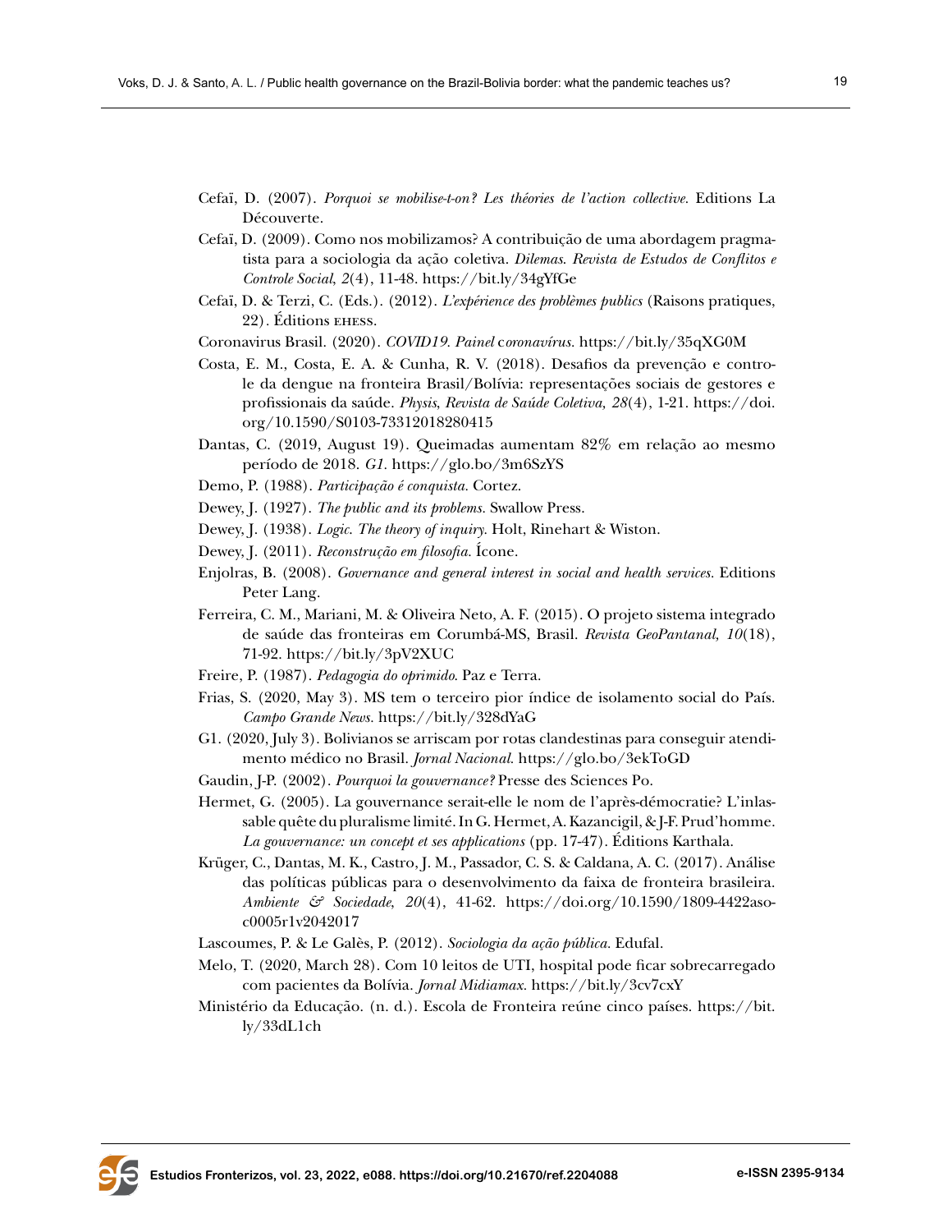Cefaï, D. (2007). *Porquoi se mobilise-t-on? Les théories de l'action collective*. Editions La Découverte.

Cefaï, D. (2009). Como nos mobilizamos? A contribuição de uma abordagem pragmatista para a sociologia da ação coletiva. *Dilemas. Revista de Estudos de Conflitos e Controle Social, 2*(4), 11-48. https://bit.ly/34gYfGe

Cefaï, D. & Terzi, C. (Eds.). (2012). *L'expérience des problèmes publics* (Raisons pratiques, 22). Éditions EHESS.

Coronavirus Brasil. (2020). *COVID19. Painel coronavírus*. https://bit.ly/35qXG0M

Costa, E. M., Costa, E. A. & Cunha, R. V. (2018). Desafios da prevenção e controle da dengue na fronteira Brasil/Bolívia: representações sociais de gestores e profissionais da saúde. *Physis, Revista de Saúde Coletiva, 28*(4), 1-21. https://doi.org/10.1590/S0103-73312018280415

Dantas, C. (2019, August 19). Queimadas aumentam 82% em relação ao mesmo período de 2018. *G1*. https://glo.bo/3m6SzYS

Demo, P. (1988). *Participação é conquista*. Cortez.

Dewey, J. (1927). *The public and its problems*. Swallow Press.

Dewey, J. (1938). *Logic. The theory of inquiry*. Holt, Rinehart & Wiston.

Dewey, J. (2011). *Reconstrução em filosofia*. Ícone.

Enjolras, B. (2008). *Governance and general interest in social and health services*. Editions Peter Lang.

Ferreira, C. M., Mariani, M. & Oliveira Neto, A. F. (2015). O projeto sistema integrado de saúde das fronteiras em Corumbá-MS, Brasil. *Revista GeoPantanal, 10*(18), 71-92. https://bit.ly/3pV2XUC

Freire, P. (1987). *Pedagogia do oprimido*. Paz e Terra.

Frias, S. (2020, May 3). MS tem o terceiro pior índice de isolamento social do País. *Campo Grande News*. https://bit.ly/328dYaG

G1. (2020, July 3). Bolivianos se arriscam por rotas clandestinas para conseguir atendimento médico no Brasil. *Jornal Nacional*. https://glo.bo/3ekToGD

Gaudin, J-P. (2002). *Pourquoi la gouvernance?* Presse des Sciences Po.

Hermet, G. (2005). La gouvernance serait-elle le nom de l'après-démocratie? L'inlassable quête du pluralisme limité. In G. Hermet, A. Kazancigil, & J-F. Prud'homme. *La gouvernance: un concept et ses applications* (pp. 17-47). Éditions Karthala.

Krüger, C., Dantas, M. K., Castro, J. M., Passador, C. S. & Caldana, A. C. (2017). Análise das políticas públicas para o desenvolvimento da faixa de fronteira brasileira. *Ambiente & Sociedade, 20*(4), 41-62. https://doi.org/10.1590/1809-4422asoc0005r1v2042017

Lascoumes, P. & Le Galès, P. (2012). *Sociologia da ação pública*. Edufal.

Melo, T. (2020, March 28). Com 10 leitos de UTI, hospital pode ficar sobrecarregado com pacientes da Bolívia. *Jornal Midiamax*. https://bit.ly/3cv7cxY

Ministério da Educação. (n. d.). Escola de Fronteira reúne cinco países. https://bit.ly/33dL1ch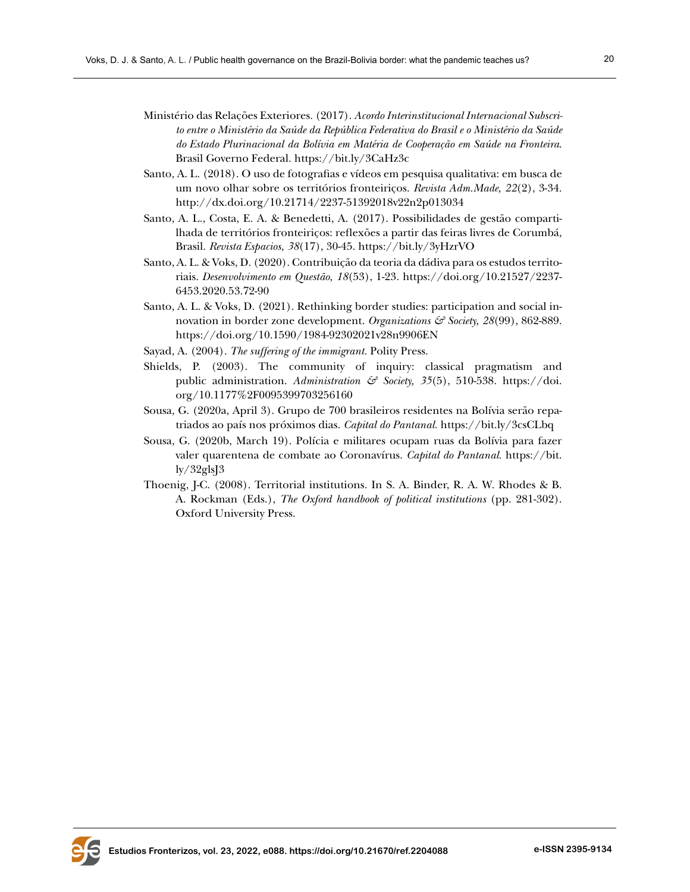Ministério das Relações Exteriores. (2017). *Acordo Interinstitucional Internacional Subscrito entre o Ministério da Saúde da República Federativa do Brasil e o Ministério da Saúde do Estado Plurinacional da Bolívia em Matéria de Cooperação em Saúde na Fronteira*. Brasil Governo Federal. https://bit.ly/3CaHz3c

Santo, A. L. (2018). O uso de fotografias e vídeos em pesquisa qualitativa: em busca de um novo olhar sobre os territórios fronteiriços. *Revista Adm.Made, 22*(2), 3-34. http://dx.doi.org/10.21714/2237-51392018v22n2p013034

Santo, A. L., Costa, E. A. & Benedetti, A. (2017). Possibilidades de gestão compartilhada de territórios fronteiriços: reflexões a partir das feiras livres de Corumbá, Brasil. *Revista Espacios, 38*(17), 30-45. https://bit.ly/3yHzrVO

Santo, A. L. & Voks, D. (2020). Contribuição da teoria da dádiva para os estudos territoriais. *Desenvolvimento em Questão, 18*(53), 1-23. https://doi.org/10.21527/2237-6453.2020.53.72-90

Santo, A. L. & Voks, D. (2021). Rethinking border studies: participation and social innovation in border zone development. *Organizations & Society, 28*(99), 862-889. https://doi.org/10.1590/1984-92302021v28n9906EN

Sayad, A. (2004). *The suffering of the immigrant*. Polity Press.

Shields, P. (2003). The community of inquiry: classical pragmatism and public administration. *Administration & Society, 35*(5), 510-538. https://doi.org/10.1177%2F0095399703256160

Sousa, G. (2020a, April 3). Grupo de 700 brasileiros residentes na Bolívia serão repatriados ao país nos próximos dias. *Capital do Pantanal*. https://bit.ly/3csCLbq

Sousa, G. (2020b, March 19). Polícia e militares ocupam ruas da Bolívia para fazer valer quarentena de combate ao Coronavírus. *Capital do Pantanal*. https://bit.ly/32glsJ3

Thoenig, J-C. (2008). Territorial institutions. In S. A. Binder, R. A. W. Rhodes & B. A. Rockman (Eds.), *The Oxford handbook of political institutions* (pp. 281-302). Oxford University Press.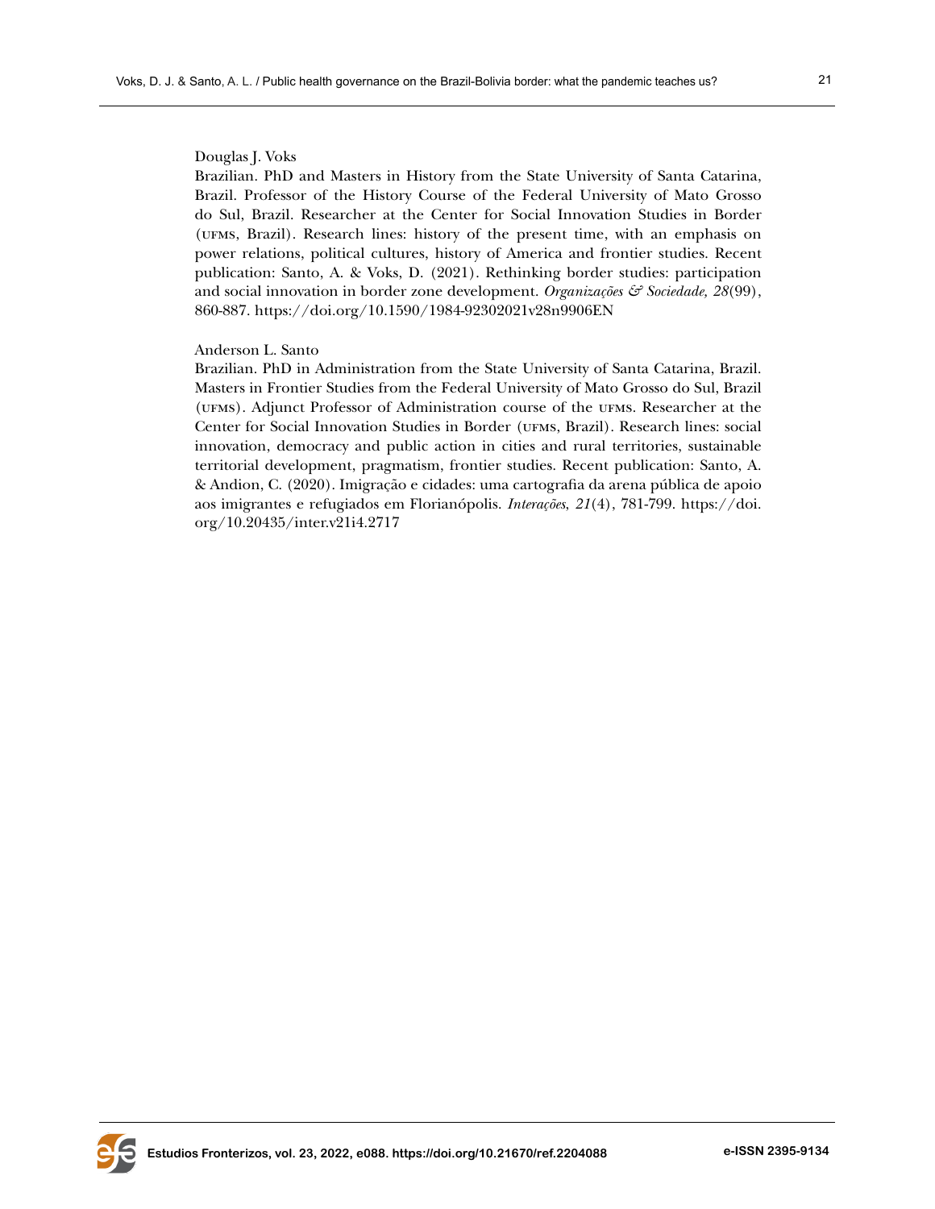Douglas J. Voks

Brazilian. PhD and Masters in History from the State University of Santa Catarina, Brazil. Professor of the History Course of the Federal University of Mato Grosso do Sul, Brazil. Researcher at the Center for Social Innovation Studies in Border (UFMS, Brazil). Research lines: history of the present time, with an emphasis on power relations, political cultures, history of America and frontier studies. Recent publication: Santo, A. & Voks, D. (2021). Rethinking border studies: participation and social innovation in border zone development. *Organizações & Sociedade, 28*(99), 860-887. https://doi.org/10.1590/1984-92302021v28n9906EN

Anderson L. Santo

Brazilian. PhD in Administration from the State University of Santa Catarina, Brazil. Masters in Frontier Studies from the Federal University of Mato Grosso do Sul, Brazil (UFMS). Adjunct Professor of Administration course of the UFMS. Researcher at the Center for Social Innovation Studies in Border (UFMS, Brazil). Research lines: social innovation, democracy and public action in cities and rural territories, sustainable territorial development, pragmatism, frontier studies. Recent publication: Santo, A. & Andion, C. (2020). Imigração e cidades: uma cartografia da arena pública de apoio aos imigrantes e refugiados em Florianópolis. *Interações*, *21*(4), 781-799. https://doi.org/10.20435/inter.v21i4.2717